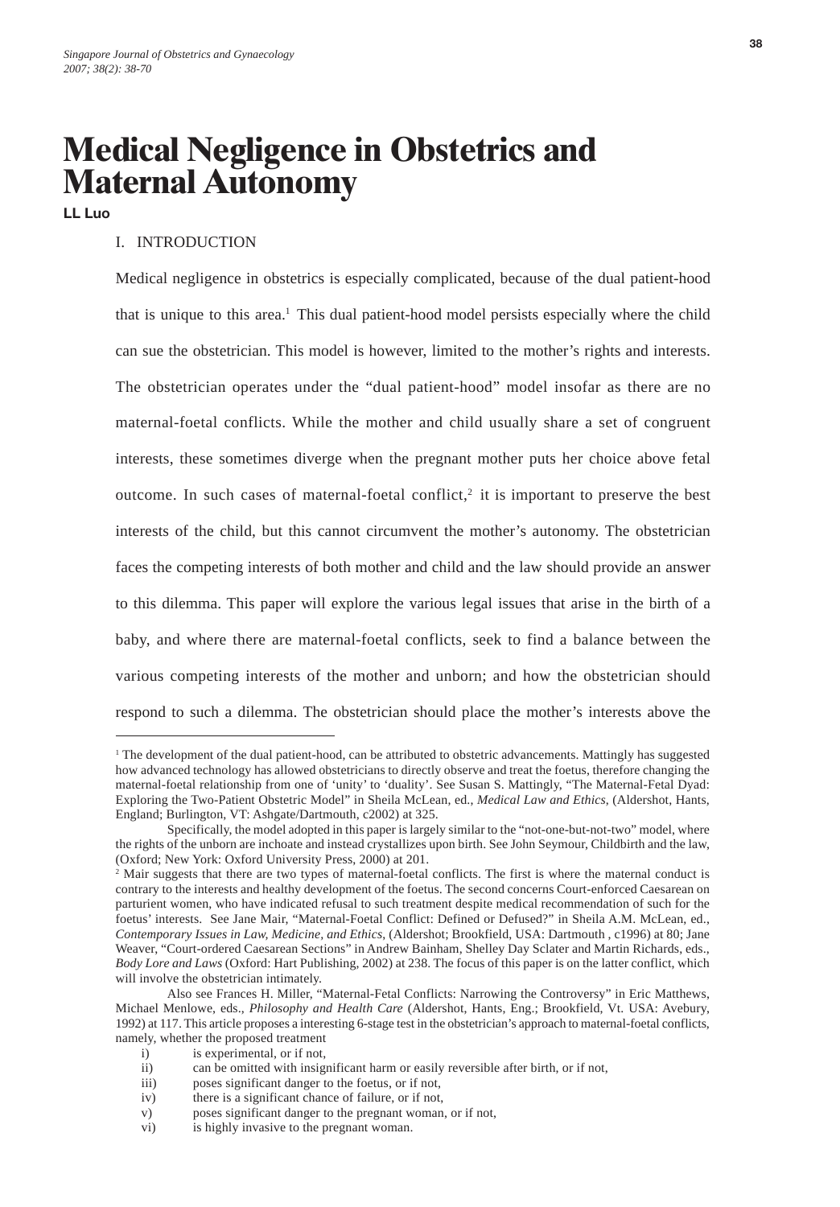# Medical Negligence in Obstetrics and Maternal Autonomy

**LL Luo**

## I. INTRODUCTION

Medical negligence in obstetrics is especially complicated, because of the dual patient-hood that is unique to this area.[1] This dual patient-hood model persists especially where the child can sue the obstetrician. This model is however, limited to the mother's rights and interests. The obstetrician operates under the "dual patient-hood" model insofar as there are no maternal-foetal conflicts. While the mother and child usually share a set of congruent interests, these sometimes diverge when the pregnant mother puts her choice above fetal outcome. In such cases of maternal-foetal conflict,[2] it is important to preserve the best interests of the child, but this cannot circumvent the mother's autonomy. The obstetrician faces the competing interests of both mother and child and the law should provide an answer to this dilemma. This paper will explore the various legal issues that arise in the birth of a baby, and where there are maternal-foetal conflicts, seek to find a balance between the various competing interests of the mother and unborn; and how the obstetrician should respond to such a dilemma. The obstetrician should place the mother's interests above the

---

[1] The development of the dual patient-hood, can be attributed to obstetric advancements. Mattingly has suggested how advanced technology has allowed obstetricians to directly observe and treat the foetus, therefore changing the maternal-foetal relationship from one of 'unity' to 'duality'. See Susan S. Mattingly, "The Maternal-Fetal Dyad: Exploring the Two-Patient Obstetric Model" in Sheila McLean, ed., *Medical Law and Ethics*, (Aldershot, Hants, England; Burlington, VT: Ashgate/Dartmouth, c2002) at 325.

Specifically, the model adopted in this paper is largely similar to the "not-one-but-not-two" model, where the rights of the unborn are inchoate and instead crystallizes upon birth. See John Seymour, Childbirth and the law, (Oxford; New York: Oxford University Press, 2000) at 201.

[2] Mair suggests that there are two types of maternal-foetal conflicts. The first is where the maternal conduct is contrary to the interests and healthy development of the foetus. The second concerns Court-enforced Caesarean on parturient women, who have indicated refusal to such treatment despite medical recommendation of such for the foetus' interests. See Jane Mair, "Maternal-Foetal Conflict: Defined or Defused?" in Sheila A.M. McLean, ed., *Contemporary Issues in Law, Medicine, and Ethics*, (Aldershot; Brookfield, USA: Dartmouth , c1996) at 80; Jane Weaver, "Court-ordered Caesarean Sections" in Andrew Bainham, Shelley Day Sclater and Martin Richards, eds., *Body Lore and Laws* (Oxford: Hart Publishing, 2002) at 238. The focus of this paper is on the latter conflict, which will involve the obstetrician intimately.

Also see Frances H. Miller, "Maternal-Fetal Conflicts: Narrowing the Controversy" in Eric Matthews, Michael Menlowe, eds., *Philosophy and Health Care* (Aldershot, Hants, Eng.; Brookfield, Vt. USA: Avebury, 1992) at 117. This article proposes a interesting 6-stage test in the obstetrician's approach to maternal-foetal conflicts, namely, whether the proposed treatment

i) is experimental, or if not,
ii) can be omitted with insignificant harm or easily reversible after birth, or if not,
iii) poses significant danger to the foetus, or if not,
iv) there is a significant chance of failure, or if not,
v) poses significant danger to the pregnant woman, or if not,
vi) is highly invasive to the pregnant woman.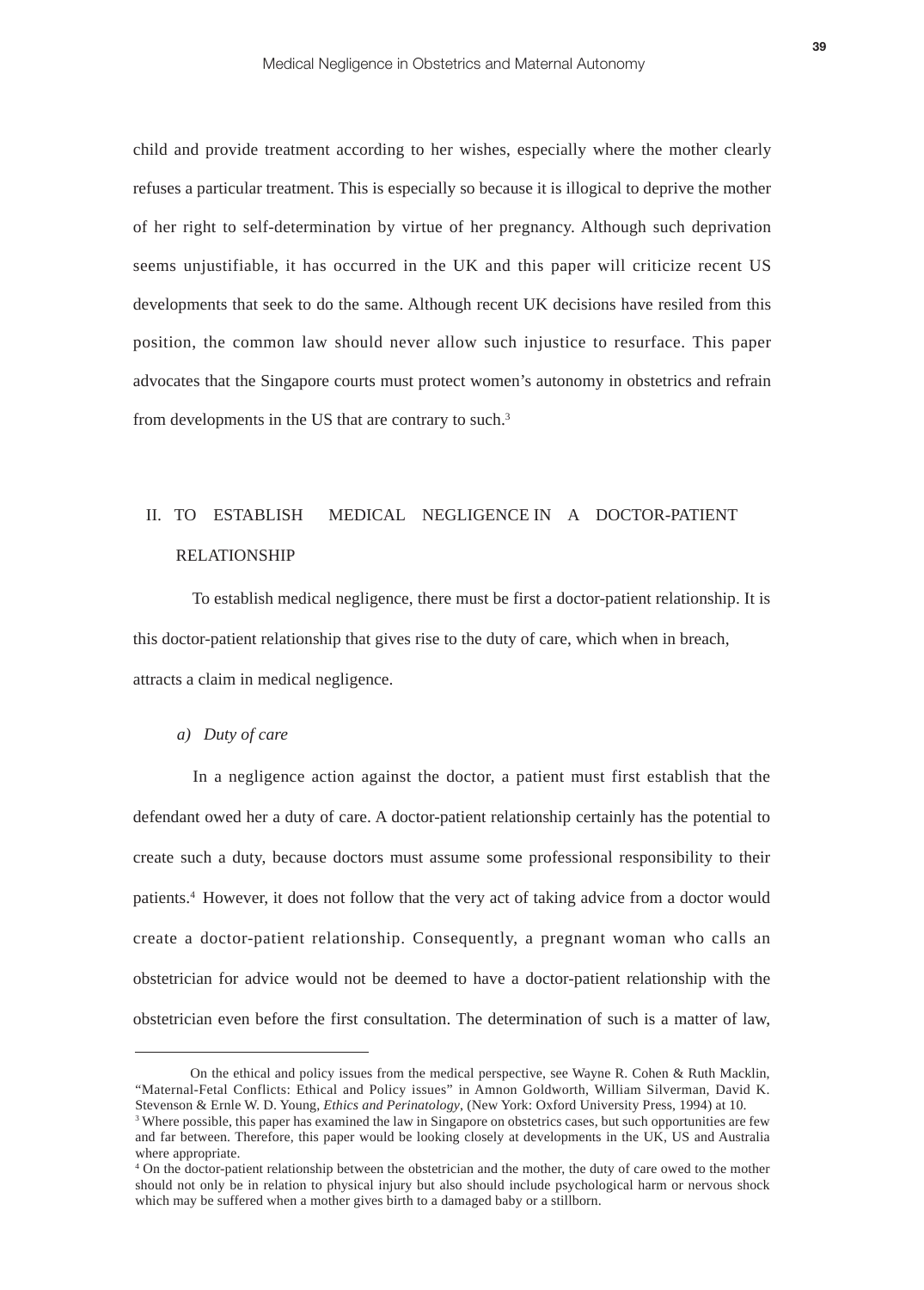child and provide treatment according to her wishes, especially where the mother clearly refuses a particular treatment. This is especially so because it is illogical to deprive the mother of her right to self-determination by virtue of her pregnancy. Although such deprivation seems unjustifiable, it has occurred in the UK and this paper will criticize recent US developments that seek to do the same. Although recent UK decisions have resiled from this position, the common law should never allow such injustice to resurface. This paper advocates that the Singapore courts must protect women's autonomy in obstetrics and refrain from developments in the US that are contrary to such.[3]

## II. TO ESTABLISH MEDICAL NEGLIGENCE IN A DOCTOR-PATIENT RELATIONSHIP

To establish medical negligence, there must be first a doctor-patient relationship. It is this doctor-patient relationship that gives rise to the duty of care, which when in breach, attracts a claim in medical negligence.

### *a) Duty of care*

In a negligence action against the doctor, a patient must first establish that the defendant owed her a duty of care. A doctor-patient relationship certainly has the potential to create such a duty, because doctors must assume some professional responsibility to their patients.[4] However, it does not follow that the very act of taking advice from a doctor would create a doctor-patient relationship. Consequently, a pregnant woman who calls an obstetrician for advice would not be deemed to have a doctor-patient relationship with the obstetrician even before the first consultation. The determination of such is a matter of law,

---

On the ethical and policy issues from the medical perspective, see Wayne R. Cohen & Ruth Macklin, "Maternal-Fetal Conflicts: Ethical and Policy issues" in Amnon Goldworth, William Silverman, David K. Stevenson & Ernle W. D. Young, *Ethics and Perinatology*, (New York: Oxford University Press, 1994) at 10.

[3] Where possible, this paper has examined the law in Singapore on obstetrics cases, but such opportunities are few and far between. Therefore, this paper would be looking closely at developments in the UK, US and Australia where appropriate.

[4] On the doctor-patient relationship between the obstetrician and the mother, the duty of care owed to the mother should not only be in relation to physical injury but also should include psychological harm or nervous shock which may be suffered when a mother gives birth to a damaged baby or a stillborn.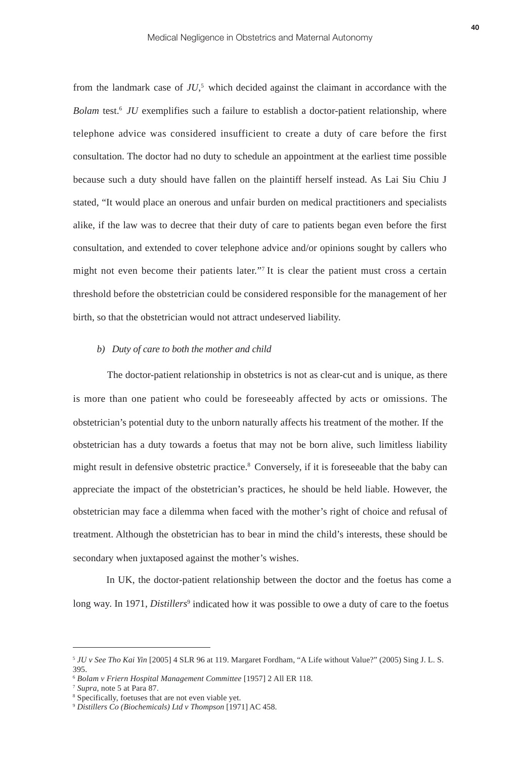from the landmark case of *JU*,[5] which decided against the claimant in accordance with the *Bolam* test.[6] *JU* exemplifies such a failure to establish a doctor-patient relationship, where telephone advice was considered insufficient to create a duty of care before the first consultation. The doctor had no duty to schedule an appointment at the earliest time possible because such a duty should have fallen on the plaintiff herself instead. As Lai Siu Chiu J stated, "It would place an onerous and unfair burden on medical practitioners and specialists alike, if the law was to decree that their duty of care to patients began even before the first consultation, and extended to cover telephone advice and/or opinions sought by callers who might not even become their patients later."[7] It is clear the patient must cross a certain threshold before the obstetrician could be considered responsible for the management of her birth, so that the obstetrician would not attract undeserved liability.

*b) Duty of care to both the mother and child*

The doctor-patient relationship in obstetrics is not as clear-cut and is unique, as there is more than one patient who could be foreseeably affected by acts or omissions. The obstetrician's potential duty to the unborn naturally affects his treatment of the mother. If the obstetrician has a duty towards a foetus that may not be born alive, such limitless liability might result in defensive obstetric practice.[8] Conversely, if it is foreseeable that the baby can appreciate the impact of the obstetrician's practices, he should be held liable. However, the obstetrician may face a dilemma when faced with the mother's right of choice and refusal of treatment. Although the obstetrician has to bear in mind the child's interests, these should be secondary when juxtaposed against the mother's wishes.

In UK, the doctor-patient relationship between the doctor and the foetus has come a long way. In 1971, *Distillers*[9] indicated how it was possible to owe a duty of care to the foetus

---

[5] *JU v See Tho Kai Yin* [2005] 4 SLR 96 at 119. Margaret Fordham, "A Life without Value?" (2005) Sing J. L. S. 395.

[6] *Bolam v Friern Hospital Management Committee* [1957] 2 All ER 118.

[7] *Supra*, note 5 at Para 87.

[8] Specifically, foetuses that are not even viable yet.

[9] *Distillers Co (Biochemicals) Ltd v Thompson* [1971] AC 458.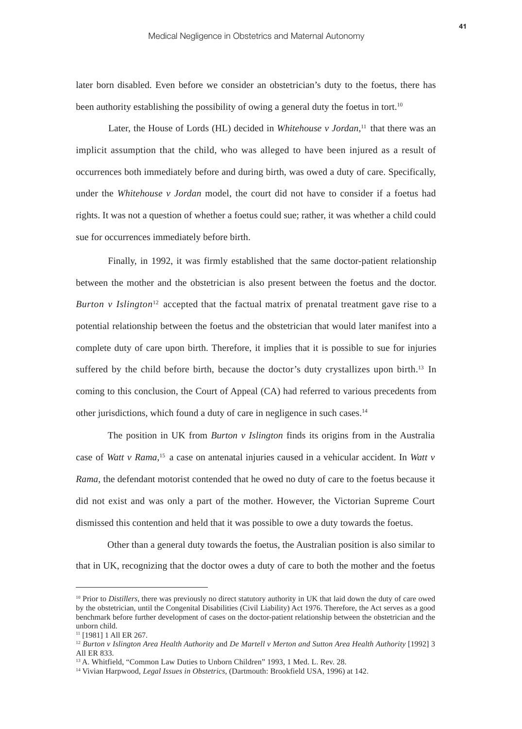later born disabled. Even before we consider an obstetrician's duty to the foetus, there has been authority establishing the possibility of owing a general duty the foetus in tort.[10]

Later, the House of Lords (HL) decided in *Whitehouse v Jordan*,[11] that there was an implicit assumption that the child, who was alleged to have been injured as a result of occurrences both immediately before and during birth, was owed a duty of care. Specifically, under the *Whitehouse v Jordan* model, the court did not have to consider if a foetus had rights. It was not a question of whether a foetus could sue; rather, it was whether a child could sue for occurrences immediately before birth.

Finally, in 1992, it was firmly established that the same doctor-patient relationship between the mother and the obstetrician is also present between the foetus and the doctor. *Burton v Islington*[12] accepted that the factual matrix of prenatal treatment gave rise to a potential relationship between the foetus and the obstetrician that would later manifest into a complete duty of care upon birth. Therefore, it implies that it is possible to sue for injuries suffered by the child before birth, because the doctor's duty crystallizes upon birth.[13] In coming to this conclusion, the Court of Appeal (CA) had referred to various precedents from other jurisdictions, which found a duty of care in negligence in such cases.[14]

The position in UK from *Burton v Islington* finds its origins from in the Australia case of *Watt v Rama*,[15] a case on antenatal injuries caused in a vehicular accident. In *Watt v Rama*, the defendant motorist contended that he owed no duty of care to the foetus because it did not exist and was only a part of the mother. However, the Victorian Supreme Court dismissed this contention and held that it was possible to owe a duty towards the foetus.

Other than a general duty towards the foetus, the Australian position is also similar to that in UK, recognizing that the doctor owes a duty of care to both the mother and the foetus

---

[10] Prior to *Distillers*, there was previously no direct statutory authority in UK that laid down the duty of care owed by the obstetrician, until the Congenital Disabilities (Civil Liability) Act 1976. Therefore, the Act serves as a good benchmark before further development of cases on the doctor-patient relationship between the obstetrician and the unborn child.

[11] [1981] 1 All ER 267.

[12] *Burton v Islington Area Health Authority* and *De Martell v Merton and Sutton Area Health Authority* [1992] 3 All ER 833.

[13] A. Whitfield, "Common Law Duties to Unborn Children" 1993, 1 Med. L. Rev. 28.

[14] Vivian Harpwood, *Legal Issues in Obstetrics*, (Dartmouth: Brookfield USA, 1996) at 142.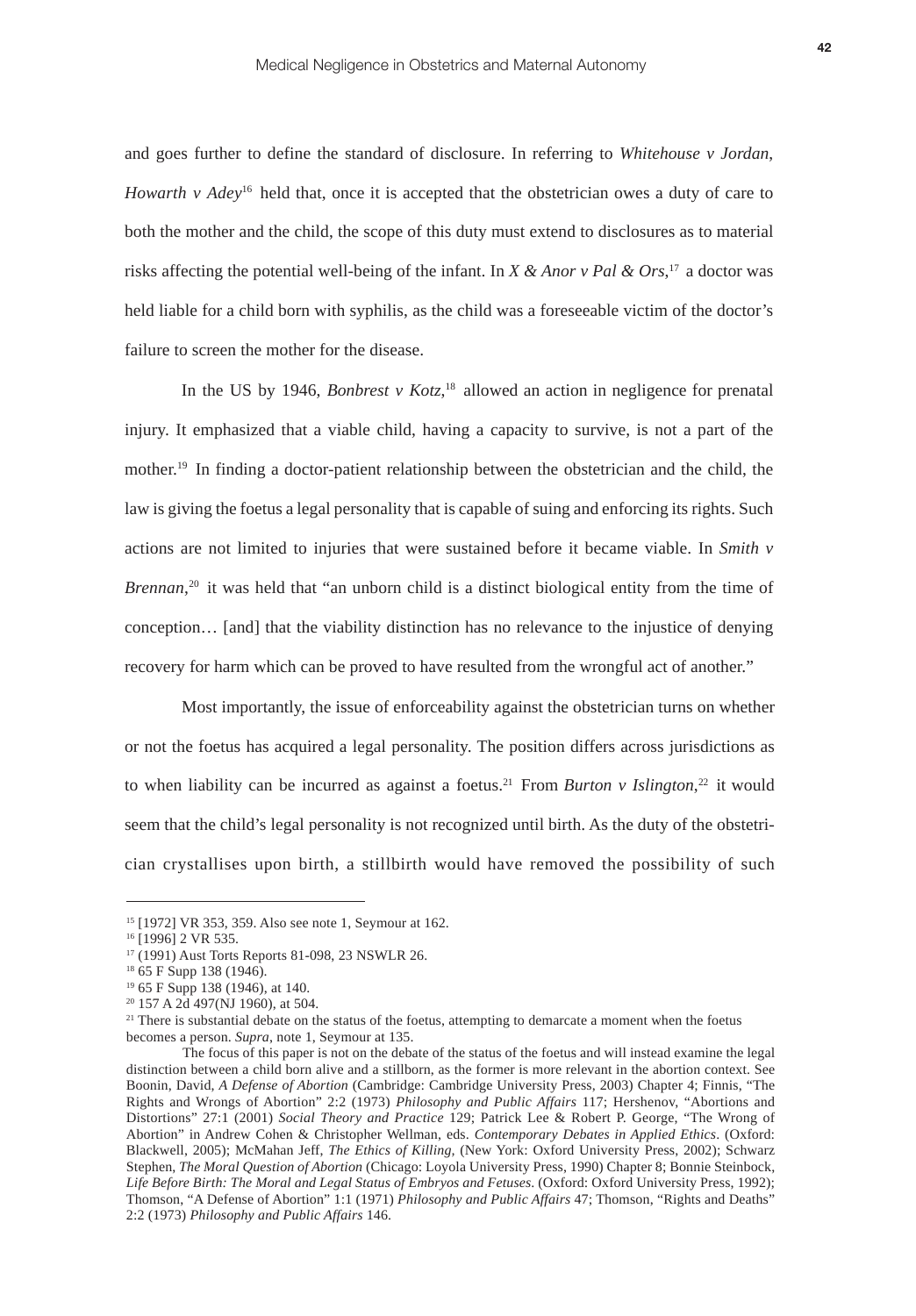and goes further to define the standard of disclosure. In referring to *Whitehouse v Jordan*, *Howarth v Adey*[16] held that, once it is accepted that the obstetrician owes a duty of care to both the mother and the child, the scope of this duty must extend to disclosures as to material risks affecting the potential well-being of the infant. In *X & Anor v Pal & Ors*,[17] a doctor was held liable for a child born with syphilis, as the child was a foreseeable victim of the doctor's failure to screen the mother for the disease.

In the US by 1946, *Bonbrest v Kotz*,[18] allowed an action in negligence for prenatal injury. It emphasized that a viable child, having a capacity to survive, is not a part of the mother.[19] In finding a doctor-patient relationship between the obstetrician and the child, the law is giving the foetus a legal personality that is capable of suing and enforcing its rights. Such actions are not limited to injuries that were sustained before it became viable. In *Smith v Brennan*,[20] it was held that "an unborn child is a distinct biological entity from the time of conception… [and] that the viability distinction has no relevance to the injustice of denying recovery for harm which can be proved to have resulted from the wrongful act of another."

Most importantly, the issue of enforceability against the obstetrician turns on whether or not the foetus has acquired a legal personality. The position differs across jurisdictions as to when liability can be incurred as against a foetus.[21] From *Burton v Islington*,[22] it would seem that the child's legal personality is not recognized until birth. As the duty of the obstetrician crystallises upon birth, a stillbirth would have removed the possibility of such

---

[15] [1972] VR 353, 359. Also see note 1, Seymour at 162.

[16] [1996] 2 VR 535.

[17] (1991) Aust Torts Reports 81-098, 23 NSWLR 26.

[18] 65 F Supp 138 (1946).

[19] 65 F Supp 138 (1946), at 140.

[20] 157 A 2d 497(NJ 1960), at 504.

[21] There is substantial debate on the status of the foetus, attempting to demarcate a moment when the foetus becomes a person. *Supra*, note 1, Seymour at 135.

The focus of this paper is not on the debate of the status of the foetus and will instead examine the legal distinction between a child born alive and a stillborn, as the former is more relevant in the abortion context. See Boonin, David, *A Defense of Abortion* (Cambridge: Cambridge University Press, 2003) Chapter 4; Finnis, "The Rights and Wrongs of Abortion" 2:2 (1973) *Philosophy and Public Affairs* 117; Hershenov, "Abortions and Distortions" 27:1 (2001) *Social Theory and Practice* 129; Patrick Lee & Robert P. George, "The Wrong of Abortion" in Andrew Cohen & Christopher Wellman, eds. *Contemporary Debates in Applied Ethics*. (Oxford: Blackwell, 2005); McMahan Jeff, *The Ethics of Killing*, (New York: Oxford University Press, 2002); Schwarz Stephen, *The Moral Question of Abortion* (Chicago: Loyola University Press, 1990) Chapter 8; Bonnie Steinbock, *Life Before Birth: The Moral and Legal Status of Embryos and Fetuses*. (Oxford: Oxford University Press, 1992); Thomson, "A Defense of Abortion" 1:1 (1971) *Philosophy and Public Affairs* 47; Thomson, "Rights and Deaths" 2:2 (1973) *Philosophy and Public Affairs* 146.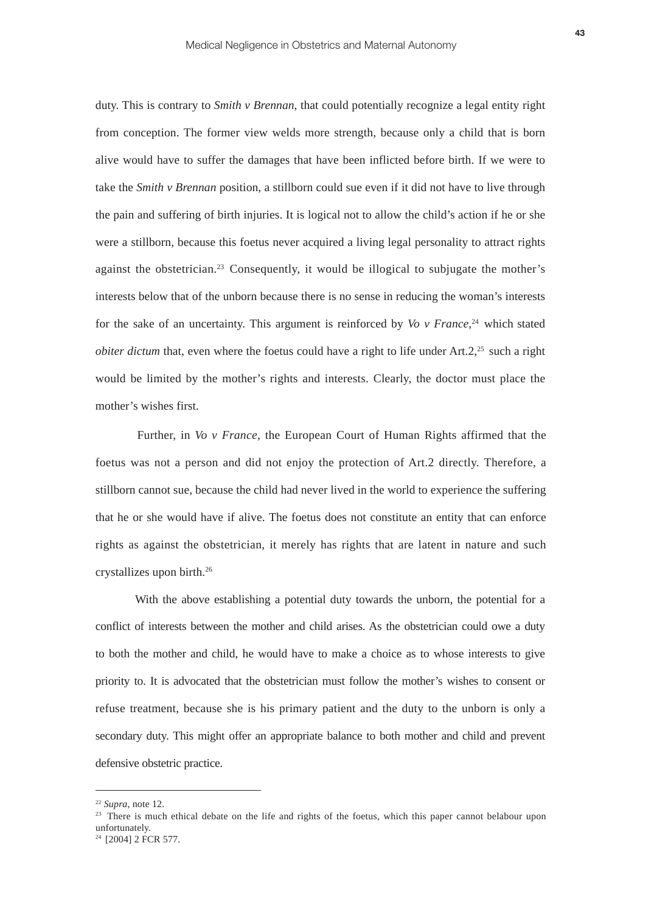duty. This is contrary to *Smith v Brennan*, that could potentially recognize a legal entity right from conception. The former view welds more strength, because only a child that is born alive would have to suffer the damages that have been inflicted before birth. If we were to take the *Smith v Brennan* position, a stillborn could sue even if it did not have to live through the pain and suffering of birth injuries. It is logical not to allow the child's action if he or she were a stillborn, because this foetus never acquired a living legal personality to attract rights against the obstetrician.[23] Consequently, it would be illogical to subjugate the mother's interests below that of the unborn because there is no sense in reducing the woman's interests for the sake of an uncertainty. This argument is reinforced by *Vo v France*,[24] which stated *obiter dictum* that, even where the foetus could have a right to life under Art.2,[25] such a right would be limited by the mother's rights and interests. Clearly, the doctor must place the mother's wishes first.

Further, in *Vo v France*, the European Court of Human Rights affirmed that the foetus was not a person and did not enjoy the protection of Art.2 directly. Therefore, a stillborn cannot sue, because the child had never lived in the world to experience the suffering that he or she would have if alive. The foetus does not constitute an entity that can enforce rights as against the obstetrician, it merely has rights that are latent in nature and such crystallizes upon birth.[26]

With the above establishing a potential duty towards the unborn, the potential for a conflict of interests between the mother and child arises. As the obstetrician could owe a duty to both the mother and child, he would have to make a choice as to whose interests to give priority to. It is advocated that the obstetrician must follow the mother's wishes to consent or refuse treatment, because she is his primary patient and the duty to the unborn is only a secondary duty. This might offer an appropriate balance to both mother and child and prevent defensive obstetric practice.

---

[22] *Supra*, note 12.

[23] There is much ethical debate on the life and rights of the foetus, which this paper cannot belabour upon unfortunately.

[24] [2004] 2 FCR 577.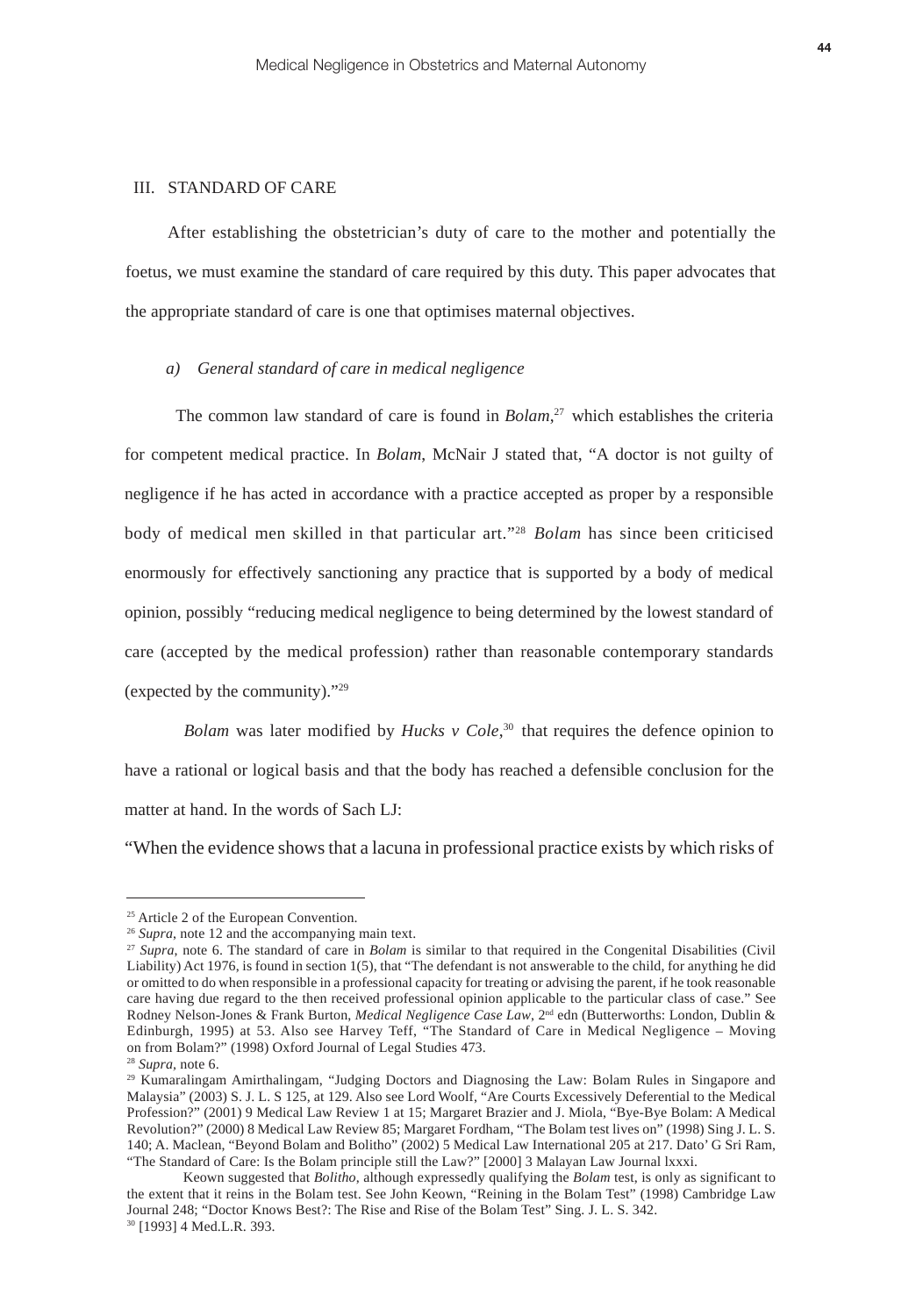## III. STANDARD OF CARE

After establishing the obstetrician's duty of care to the mother and potentially the foetus, we must examine the standard of care required by this duty. This paper advocates that the appropriate standard of care is one that optimises maternal objectives.

### *a) General standard of care in medical negligence*

The common law standard of care is found in *Bolam*,[27] which establishes the criteria for competent medical practice. In *Bolam*, McNair J stated that, "A doctor is not guilty of negligence if he has acted in accordance with a practice accepted as proper by a responsible body of medical men skilled in that particular art."[28] *Bolam* has since been criticised enormously for effectively sanctioning any practice that is supported by a body of medical opinion, possibly "reducing medical negligence to being determined by the lowest standard of care (accepted by the medical profession) rather than reasonable contemporary standards (expected by the community)."[29]

*Bolam* was later modified by *Hucks v Cole*,[30] that requires the defence opinion to have a rational or logical basis and that the body has reached a defensible conclusion for the matter at hand. In the words of Sach LJ:

"When the evidence shows that a lacuna in professional practice exists by which risks of

---

[25] Article 2 of the European Convention.

[26] *Supra*, note 12 and the accompanying main text.

[27] *Supra*, note 6. The standard of care in *Bolam* is similar to that required in the Congenital Disabilities (Civil Liability) Act 1976, is found in section 1(5), that "The defendant is not answerable to the child, for anything he did or omitted to do when responsible in a professional capacity for treating or advising the parent, if he took reasonable care having due regard to the then received professional opinion applicable to the particular class of case." See Rodney Nelson-Jones & Frank Burton, *Medical Negligence Case Law*, 2nd edn (Butterworths: London, Dublin & Edinburgh, 1995) at 53. Also see Harvey Teff, "The Standard of Care in Medical Negligence – Moving on from Bolam?" (1998) Oxford Journal of Legal Studies 473.

[28] *Supra*, note 6.

[29] Kumaralingam Amirthalingam, "Judging Doctors and Diagnosing the Law: Bolam Rules in Singapore and Malaysia" (2003) S. J. L. S 125, at 129. Also see Lord Woolf, "Are Courts Excessively Deferential to the Medical Profession?" (2001) 9 Medical Law Review 1 at 15; Margaret Brazier and J. Miola, "Bye-Bye Bolam: A Medical Revolution?" (2000) 8 Medical Law Review 85; Margaret Fordham, "The Bolam test lives on" (1998) Sing J. L. S. 140; A. Maclean, "Beyond Bolam and Bolitho" (2002) 5 Medical Law International 205 at 217. Dato' G Sri Ram, "The Standard of Care: Is the Bolam principle still the Law?" [2000] 3 Malayan Law Journal lxxxi.

Keown suggested that *Bolitho*, although expressedly qualifying the *Bolam* test, is only as significant to the extent that it reins in the Bolam test. See John Keown, "Reining in the Bolam Test" (1998) Cambridge Law Journal 248; "Doctor Knows Best?: The Rise and Rise of the Bolam Test" Sing. J. L. S. 342.

[30] [1993] 4 Med.L.R. 393.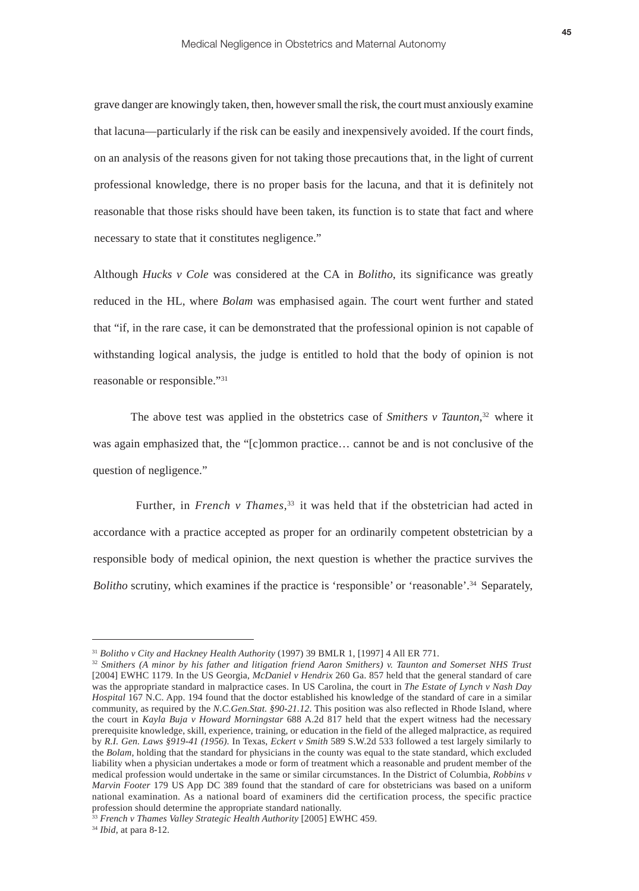grave danger are knowingly taken, then, however small the risk, the court must anxiously examine that lacuna—particularly if the risk can be easily and inexpensively avoided. If the court finds, on an analysis of the reasons given for not taking those precautions that, in the light of current professional knowledge, there is no proper basis for the lacuna, and that it is definitely not reasonable that those risks should have been taken, its function is to state that fact and where necessary to state that it constitutes negligence."

Although *Hucks v Cole* was considered at the CA in *Bolitho*, its significance was greatly reduced in the HL, where *Bolam* was emphasised again. The court went further and stated that "if, in the rare case, it can be demonstrated that the professional opinion is not capable of withstanding logical analysis, the judge is entitled to hold that the body of opinion is not reasonable or responsible."[31]

The above test was applied in the obstetrics case of *Smithers v Taunton*,[32] where it was again emphasized that, the "[c]ommon practice… cannot be and is not conclusive of the question of negligence."

Further, in *French v Thames*,[33] it was held that if the obstetrician had acted in accordance with a practice accepted as proper for an ordinarily competent obstetrician by a responsible body of medical opinion, the next question is whether the practice survives the *Bolitho* scrutiny, which examines if the practice is 'responsible' or 'reasonable'.[34] Separately,

---

[31] *Bolitho v City and Hackney Health Authority* (1997) 39 BMLR 1, [1997] 4 All ER 771.

[32] *Smithers (A minor by his father and litigation friend Aaron Smithers) v. Taunton and Somerset NHS Trust* [2004] EWHC 1179. In the US Georgia, *McDaniel v Hendrix* 260 Ga. 857 held that the general standard of care was the appropriate standard in malpractice cases. In US Carolina, the court in *The Estate of Lynch v Nash Day Hospital* 167 N.C. App. 194 found that the doctor established his knowledge of the standard of care in a similar community, as required by the *N.C.Gen.Stat. §90-21.12*. This position was also reflected in Rhode Island, where the court in *Kayla Buja v Howard Morningstar* 688 A.2d 817 held that the expert witness had the necessary prerequisite knowledge, skill, experience, training, or education in the field of the alleged malpractice, as required by *R.I. Gen. Laws §919-41 (1956).* In Texas, *Eckert v Smith* 589 S.W.2d 533 followed a test largely similarly to the *Bolam*, holding that the standard for physicians in the county was equal to the state standard, which excluded liability when a physician undertakes a mode or form of treatment which a reasonable and prudent member of the medical profession would undertake in the same or similar circumstances. In the District of Columbia, *Robbins v Marvin Footer* 179 US App DC 389 found that the standard of care for obstetricians was based on a uniform national examination. As a national board of examiners did the certification process, the specific practice profession should determine the appropriate standard nationally.

[33] *French v Thames Valley Strategic Health Authority* [2005] EWHC 459.

[34] *Ibid*, at para 8-12.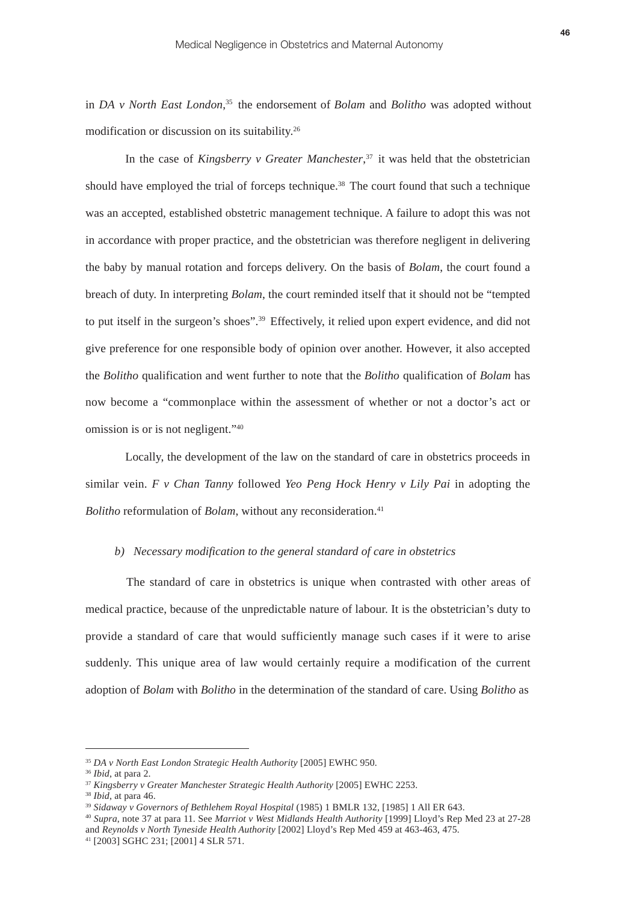in *DA v North East London*,[35] the endorsement of *Bolam* and *Bolitho* was adopted without modification or discussion on its suitability.[26]

In the case of *Kingsberry v Greater Manchester*,[37] it was held that the obstetrician should have employed the trial of forceps technique.[38] The court found that such a technique was an accepted, established obstetric management technique. A failure to adopt this was not in accordance with proper practice, and the obstetrician was therefore negligent in delivering the baby by manual rotation and forceps delivery. On the basis of *Bolam*, the court found a breach of duty. In interpreting *Bolam*, the court reminded itself that it should not be "tempted to put itself in the surgeon's shoes".[39] Effectively, it relied upon expert evidence, and did not give preference for one responsible body of opinion over another. However, it also accepted the *Bolitho* qualification and went further to note that the *Bolitho* qualification of *Bolam* has now become a "commonplace within the assessment of whether or not a doctor's act or omission is or is not negligent."[40]

Locally, the development of the law on the standard of care in obstetrics proceeds in similar vein. *F v Chan Tanny* followed *Yeo Peng Hock Henry v Lily Pai* in adopting the *Bolitho* reformulation of *Bolam*, without any reconsideration.[41]

### b) *Necessary modification to the general standard of care in obstetrics*

The standard of care in obstetrics is unique when contrasted with other areas of medical practice, because of the unpredictable nature of labour. It is the obstetrician's duty to provide a standard of care that would sufficiently manage such cases if it were to arise suddenly. This unique area of law would certainly require a modification of the current adoption of *Bolam* with *Bolitho* in the determination of the standard of care. Using *Bolitho* as

---

[35] *DA v North East London Strategic Health Authority* [2005] EWHC 950.

[36] *Ibid*, at para 2.

[37] *Kingsberry v Greater Manchester Strategic Health Authority* [2005] EWHC 2253.

[38] *Ibid*, at para 46.

[39] *Sidaway v Governors of Bethlehem Royal Hospital* (1985) 1 BMLR 132, [1985] 1 All ER 643.

[40] *Supra*, note 37 at para 11. See *Marriot v West Midlands Health Authority* [1999] Lloyd's Rep Med 23 at 27-28 and *Reynolds v North Tyneside Health Authority* [2002] Lloyd's Rep Med 459 at 463-463, 475.

[41] [2003] SGHC 231; [2001] 4 SLR 571.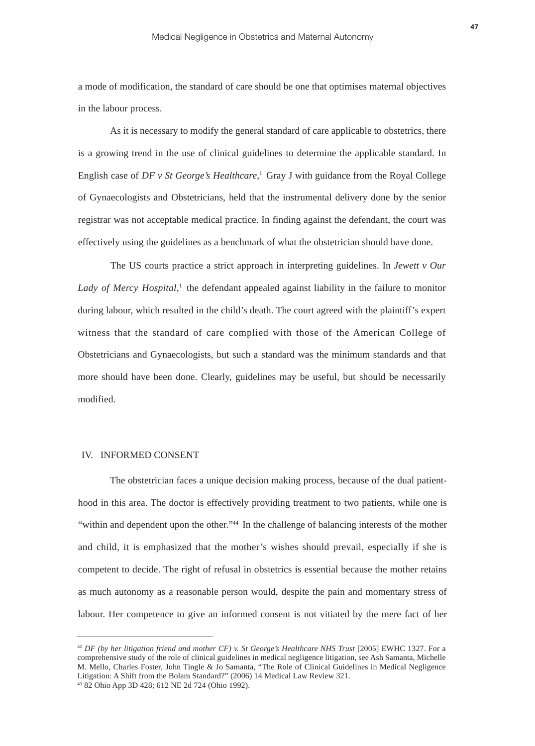a mode of modification, the standard of care should be one that optimises maternal objectives in the labour process.

As it is necessary to modify the general standard of care applicable to obstetrics, there is a growing trend in the use of clinical guidelines to determine the applicable standard. In English case of *DF v St George's Healthcare*,[1] Gray J with guidance from the Royal College of Gynaecologists and Obstetricians, held that the instrumental delivery done by the senior registrar was not acceptable medical practice. In finding against the defendant, the court was effectively using the guidelines as a benchmark of what the obstetrician should have done.

The US courts practice a strict approach in interpreting guidelines. In *Jewett v Our Lady of Mercy Hospital*,[1] the defendant appealed against liability in the failure to monitor during labour, which resulted in the child's death. The court agreed with the plaintiff's expert witness that the standard of care complied with those of the American College of Obstetricians and Gynaecologists, but such a standard was the minimum standards and that more should have been done. Clearly, guidelines may be useful, but should be necessarily modified.

## IV. INFORMED CONSENT

The obstetrician faces a unique decision making process, because of the dual patient-hood in this area. The doctor is effectively providing treatment to two patients, while one is "within and dependent upon the other."[44] In the challenge of balancing interests of the mother and child, it is emphasized that the mother's wishes should prevail, especially if she is competent to decide. The right of refusal in obstetrics is essential because the mother retains as much autonomy as a reasonable person would, despite the pain and momentary stress of labour. Her competence to give an informed consent is not vitiated by the mere fact of her

---

[42] *DF (by her litigation friend and mother CF) v. St George's Healthcare NHS Trust* [2005] EWHC 1327. For a comprehensive study of the role of clinical guidelines in medical negligence litigation, see Ash Samanta, Michelle M. Mello, Charles Foster, John Tingle & Jo Samanta, "The Role of Clinical Guidelines in Medical Negligence Litigation: A Shift from the Bolam Standard?" (2006) 14 Medical Law Review 321.

[43] 82 Ohio App 3D 428; 612 NE 2d 724 (Ohio 1992).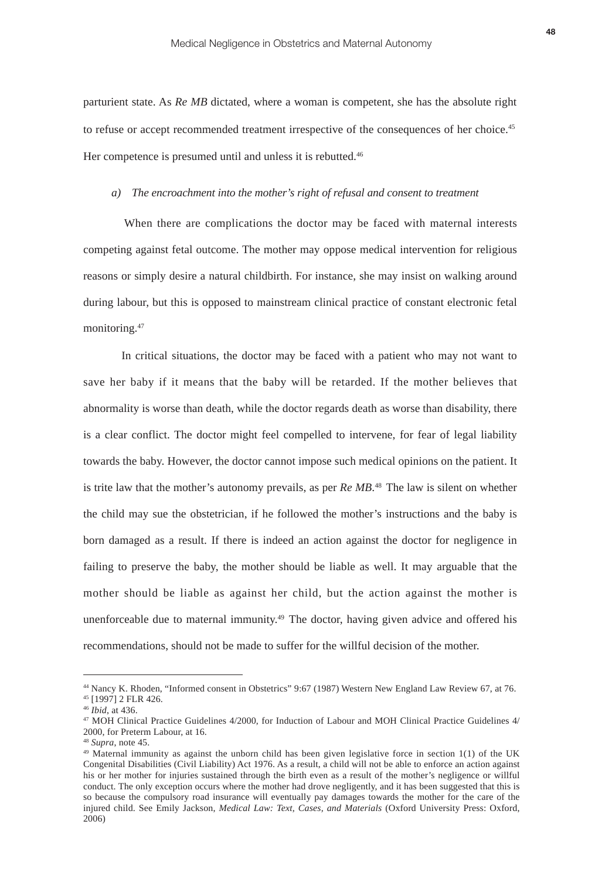parturient state. As *Re MB* dictated, where a woman is competent, she has the absolute right to refuse or accept recommended treatment irrespective of the consequences of her choice.[45] Her competence is presumed until and unless it is rebutted.[46]

### *a) The encroachment into the mother's right of refusal and consent to treatment*

When there are complications the doctor may be faced with maternal interests competing against fetal outcome. The mother may oppose medical intervention for religious reasons or simply desire a natural childbirth. For instance, she may insist on walking around during labour, but this is opposed to mainstream clinical practice of constant electronic fetal monitoring.[47]

In critical situations, the doctor may be faced with a patient who may not want to save her baby if it means that the baby will be retarded. If the mother believes that abnormality is worse than death, while the doctor regards death as worse than disability, there is a clear conflict. The doctor might feel compelled to intervene, for fear of legal liability towards the baby. However, the doctor cannot impose such medical opinions on the patient. It is trite law that the mother's autonomy prevails, as per *Re MB*.[48] The law is silent on whether the child may sue the obstetrician, if he followed the mother's instructions and the baby is born damaged as a result. If there is indeed an action against the doctor for negligence in failing to preserve the baby, the mother should be liable as well. It may arguable that the mother should be liable as against her child, but the action against the mother is unenforceable due to maternal immunity.[49] The doctor, having given advice and offered his recommendations, should not be made to suffer for the willful decision of the mother.

---

[44] Nancy K. Rhoden, "Informed consent in Obstetrics" 9:67 (1987) Western New England Law Review 67, at 76.

[45] [1997] 2 FLR 426.

[46] *Ibid*, at 436.

[47] MOH Clinical Practice Guidelines 4/2000, for Induction of Labour and MOH Clinical Practice Guidelines 4/2000, for Preterm Labour, at 16.

[48] *Supra*, note 45.

[49] Maternal immunity as against the unborn child has been given legislative force in section 1(1) of the UK Congenital Disabilities (Civil Liability) Act 1976. As a result, a child will not be able to enforce an action against his or her mother for injuries sustained through the birth even as a result of the mother's negligence or willful conduct. The only exception occurs where the mother had drove negligently, and it has been suggested that this is so because the compulsory road insurance will eventually pay damages towards the mother for the care of the injured child. See Emily Jackson, *Medical Law: Text, Cases, and Materials* (Oxford University Press: Oxford, 2006)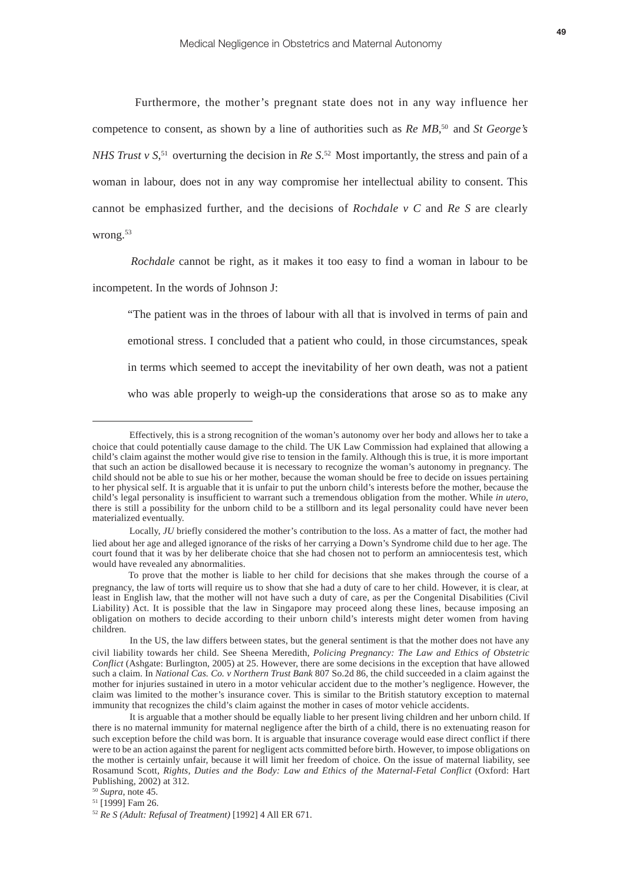Furthermore, the mother's pregnant state does not in any way influence her competence to consent, as shown by a line of authorities such as *Re MB*,[50] and *St George's NHS Trust v S*,[51] overturning the decision in *Re S*.[52] Most importantly, the stress and pain of a woman in labour, does not in any way compromise her intellectual ability to consent. This cannot be emphasized further, and the decisions of *Rochdale v C* and *Re S* are clearly wrong.[53]

*Rochdale* cannot be right, as it makes it too easy to find a woman in labour to be incompetent. In the words of Johnson J:

> "The patient was in the throes of labour with all that is involved in terms of pain and emotional stress. I concluded that a patient who could, in those circumstances, speak in terms which seemed to accept the inevitability of her own death, was not a patient who was able properly to weigh-up the considerations that arose so as to make any

---

Effectively, this is a strong recognition of the woman's autonomy over her body and allows her to take a choice that could potentially cause damage to the child. The UK Law Commission had explained that allowing a child's claim against the mother would give rise to tension in the family. Although this is true, it is more important that such an action be disallowed because it is necessary to recognize the woman's autonomy in pregnancy. The child should not be able to sue his or her mother, because the woman should be free to decide on issues pertaining to her physical self. It is arguable that it is unfair to put the unborn child's interests before the mother, because the child's legal personality is insufficient to warrant such a tremendous obligation from the mother. While *in utero*, there is still a possibility for the unborn child to be a stillborn and its legal personality could have never been materialized eventually.

Locally, *JU* briefly considered the mother's contribution to the loss. As a matter of fact, the mother had lied about her age and alleged ignorance of the risks of her carrying a Down's Syndrome child due to her age. The court found that it was by her deliberate choice that she had chosen not to perform an amniocentesis test, which would have revealed any abnormalities.

To prove that the mother is liable to her child for decisions that she makes through the course of a pregnancy, the law of torts will require us to show that she had a duty of care to her child. However, it is clear, at least in English law, that the mother will not have such a duty of care, as per the Congenital Disabilities (Civil Liability) Act. It is possible that the law in Singapore may proceed along these lines, because imposing an obligation on mothers to decide according to their unborn child's interests might deter women from having children.

In the US, the law differs between states, but the general sentiment is that the mother does not have any civil liability towards her child. See Sheena Meredith, *Policing Pregnancy: The Law and Ethics of Obstetric Conflict* (Ashgate: Burlington, 2005) at 25. However, there are some decisions in the exception that have allowed such a claim. In *National Cas. Co. v Northern Trust Bank* 807 So.2d 86, the child succeeded in a claim against the mother for injuries sustained in utero in a motor vehicular accident due to the mother's negligence. However, the claim was limited to the mother's insurance cover. This is similar to the British statutory exception to maternal immunity that recognizes the child's claim against the mother in cases of motor vehicle accidents.

It is arguable that a mother should be equally liable to her present living children and her unborn child. If there is no maternal immunity for maternal negligence after the birth of a child, there is no extenuating reason for such exception before the child was born. It is arguable that insurance coverage would ease direct conflict if there were to be an action against the parent for negligent acts committed before birth. However, to impose obligations on the mother is certainly unfair, because it will limit her freedom of choice. On the issue of maternal liability, see Rosamund Scott, *Rights, Duties and the Body: Law and Ethics of the Maternal-Fetal Conflict* (Oxford: Hart Publishing, 2002) at 312.

[50] *Supra*, note 45.

[51] [1999] Fam 26.

[52] *Re S (Adult: Refusal of Treatment)* [1992] 4 All ER 671.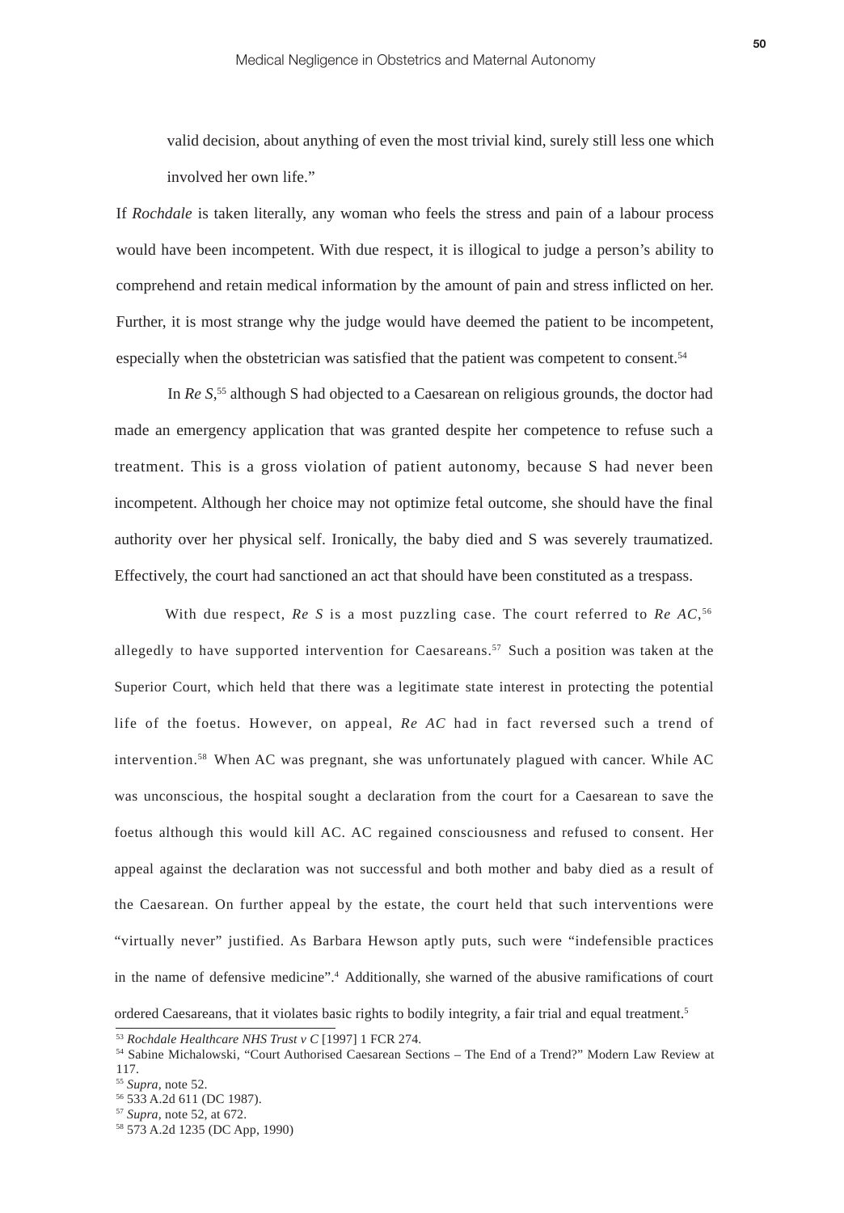valid decision, about anything of even the most trivial kind, surely still less one which involved her own life."

If *Rochdale* is taken literally, any woman who feels the stress and pain of a labour process would have been incompetent. With due respect, it is illogical to judge a person's ability to comprehend and retain medical information by the amount of pain and stress inflicted on her. Further, it is most strange why the judge would have deemed the patient to be incompetent, especially when the obstetrician was satisfied that the patient was competent to consent.[54]

In *Re S*,[55] although S had objected to a Caesarean on religious grounds, the doctor had made an emergency application that was granted despite her competence to refuse such a treatment. This is a gross violation of patient autonomy, because S had never been incompetent. Although her choice may not optimize fetal outcome, she should have the final authority over her physical self. Ironically, the baby died and S was severely traumatized. Effectively, the court had sanctioned an act that should have been constituted as a trespass.

With due respect, *Re S* is a most puzzling case. The court referred to *Re AC*,[56] allegedly to have supported intervention for Caesareans.[57] Such a position was taken at the Superior Court, which held that there was a legitimate state interest in protecting the potential life of the foetus. However, on appeal, *Re AC* had in fact reversed such a trend of intervention.[58] When AC was pregnant, she was unfortunately plagued with cancer. While AC was unconscious, the hospital sought a declaration from the court for a Caesarean to save the foetus although this would kill AC. AC regained consciousness and refused to consent. Her appeal against the declaration was not successful and both mother and baby died as a result of the Caesarean. On further appeal by the estate, the court held that such interventions were "virtually never" justified. As Barbara Hewson aptly puts, such were "indefensible practices in the name of defensive medicine".[4] Additionally, she warned of the abusive ramifications of court ordered Caesareans, that it violates basic rights to bodily integrity, a fair trial and equal treatment.[5]

---

[53] *Rochdale Healthcare NHS Trust v C* [1997] 1 FCR 274.

[54] Sabine Michalowski, "Court Authorised Caesarean Sections – The End of a Trend?" Modern Law Review at 117.

[55] *Supra*, note 52.

[56] 533 A.2d 611 (DC 1987).

[57] *Supra*, note 52, at 672.

[58] 573 A.2d 1235 (DC App, 1990)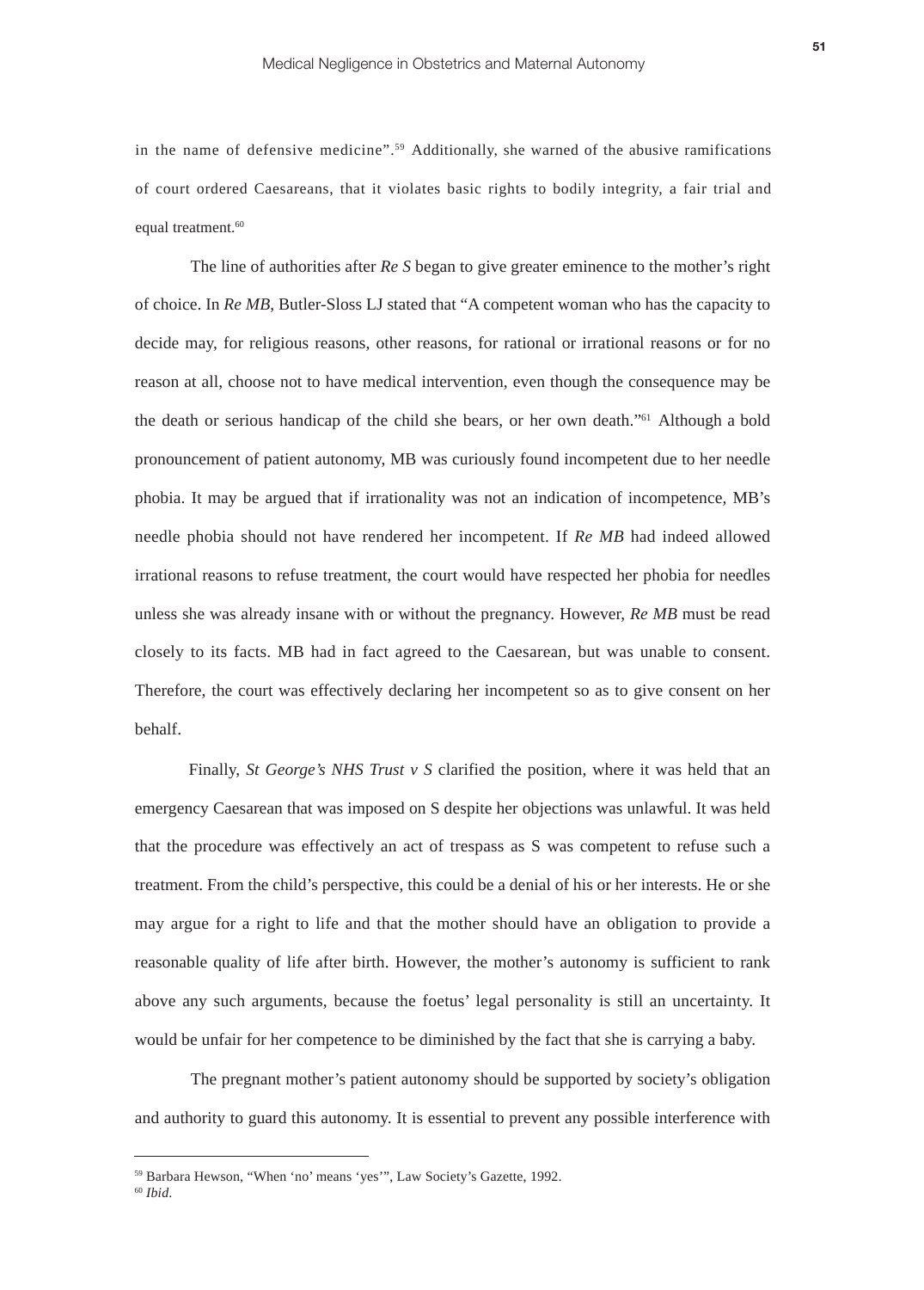in the name of defensive medicine".[59] Additionally, she warned of the abusive ramifications of court ordered Caesareans, that it violates basic rights to bodily integrity, a fair trial and equal treatment.[60]

The line of authorities after *Re S* began to give greater eminence to the mother's right of choice. In *Re MB*, Butler-Sloss LJ stated that "A competent woman who has the capacity to decide may, for religious reasons, other reasons, for rational or irrational reasons or for no reason at all, choose not to have medical intervention, even though the consequence may be the death or serious handicap of the child she bears, or her own death."[61] Although a bold pronouncement of patient autonomy, MB was curiously found incompetent due to her needle phobia. It may be argued that if irrationality was not an indication of incompetence, MB's needle phobia should not have rendered her incompetent. If *Re MB* had indeed allowed irrational reasons to refuse treatment, the court would have respected her phobia for needles unless she was already insane with or without the pregnancy. However, *Re MB* must be read closely to its facts. MB had in fact agreed to the Caesarean, but was unable to consent. Therefore, the court was effectively declaring her incompetent so as to give consent on her behalf.

Finally, *St George's NHS Trust v S* clarified the position, where it was held that an emergency Caesarean that was imposed on S despite her objections was unlawful. It was held that the procedure was effectively an act of trespass as S was competent to refuse such a treatment. From the child's perspective, this could be a denial of his or her interests. He or she may argue for a right to life and that the mother should have an obligation to provide a reasonable quality of life after birth. However, the mother's autonomy is sufficient to rank above any such arguments, because the foetus' legal personality is still an uncertainty. It would be unfair for her competence to be diminished by the fact that she is carrying a baby.

The pregnant mother's patient autonomy should be supported by society's obligation and authority to guard this autonomy. It is essential to prevent any possible interference with

---

[59] Barbara Hewson, "When 'no' means 'yes'", Law Society's Gazette, 1992.

[60] *Ibid*.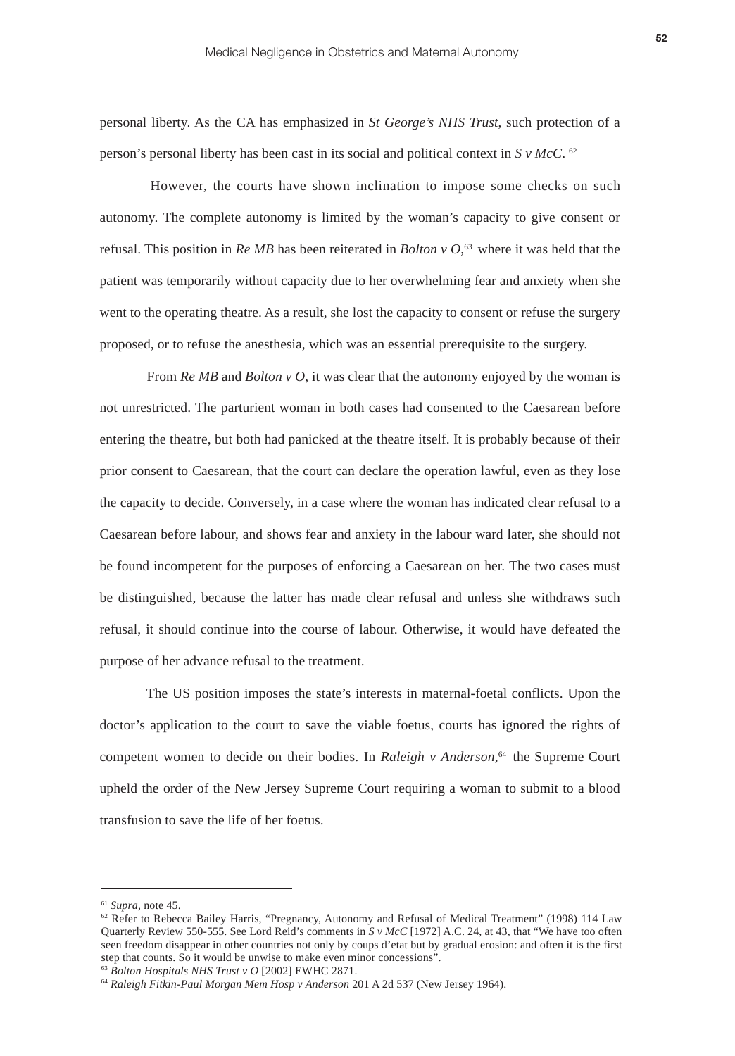personal liberty. As the CA has emphasized in *St George's NHS Trust*, such protection of a person's personal liberty has been cast in its social and political context in *S v McC*. [62]

However, the courts have shown inclination to impose some checks on such autonomy. The complete autonomy is limited by the woman's capacity to give consent or refusal. This position in *Re MB* has been reiterated in *Bolton v O*,[63] where it was held that the patient was temporarily without capacity due to her overwhelming fear and anxiety when she went to the operating theatre. As a result, she lost the capacity to consent or refuse the surgery proposed, or to refuse the anesthesia, which was an essential prerequisite to the surgery.

From *Re MB* and *Bolton v O*, it was clear that the autonomy enjoyed by the woman is not unrestricted. The parturient woman in both cases had consented to the Caesarean before entering the theatre, but both had panicked at the theatre itself. It is probably because of their prior consent to Caesarean, that the court can declare the operation lawful, even as they lose the capacity to decide. Conversely, in a case where the woman has indicated clear refusal to a Caesarean before labour, and shows fear and anxiety in the labour ward later, she should not be found incompetent for the purposes of enforcing a Caesarean on her. The two cases must be distinguished, because the latter has made clear refusal and unless she withdraws such refusal, it should continue into the course of labour. Otherwise, it would have defeated the purpose of her advance refusal to the treatment.

The US position imposes the state's interests in maternal-foetal conflicts. Upon the doctor's application to the court to save the viable foetus, courts has ignored the rights of competent women to decide on their bodies. In *Raleigh v Anderson*,[64] the Supreme Court upheld the order of the New Jersey Supreme Court requiring a woman to submit to a blood transfusion to save the life of her foetus.

---

[61] *Supra*, note 45.

[62] Refer to Rebecca Bailey Harris, "Pregnancy, Autonomy and Refusal of Medical Treatment" (1998) 114 Law Quarterly Review 550-555. See Lord Reid's comments in *S v McC* [1972] A.C. 24, at 43, that "We have too often seen freedom disappear in other countries not only by coups d'etat but by gradual erosion: and often it is the first step that counts. So it would be unwise to make even minor concessions".

[63] *Bolton Hospitals NHS Trust v O* [2002] EWHC 2871.

[64] *Raleigh Fitkin-Paul Morgan Mem Hosp v Anderson* 201 A 2d 537 (New Jersey 1964).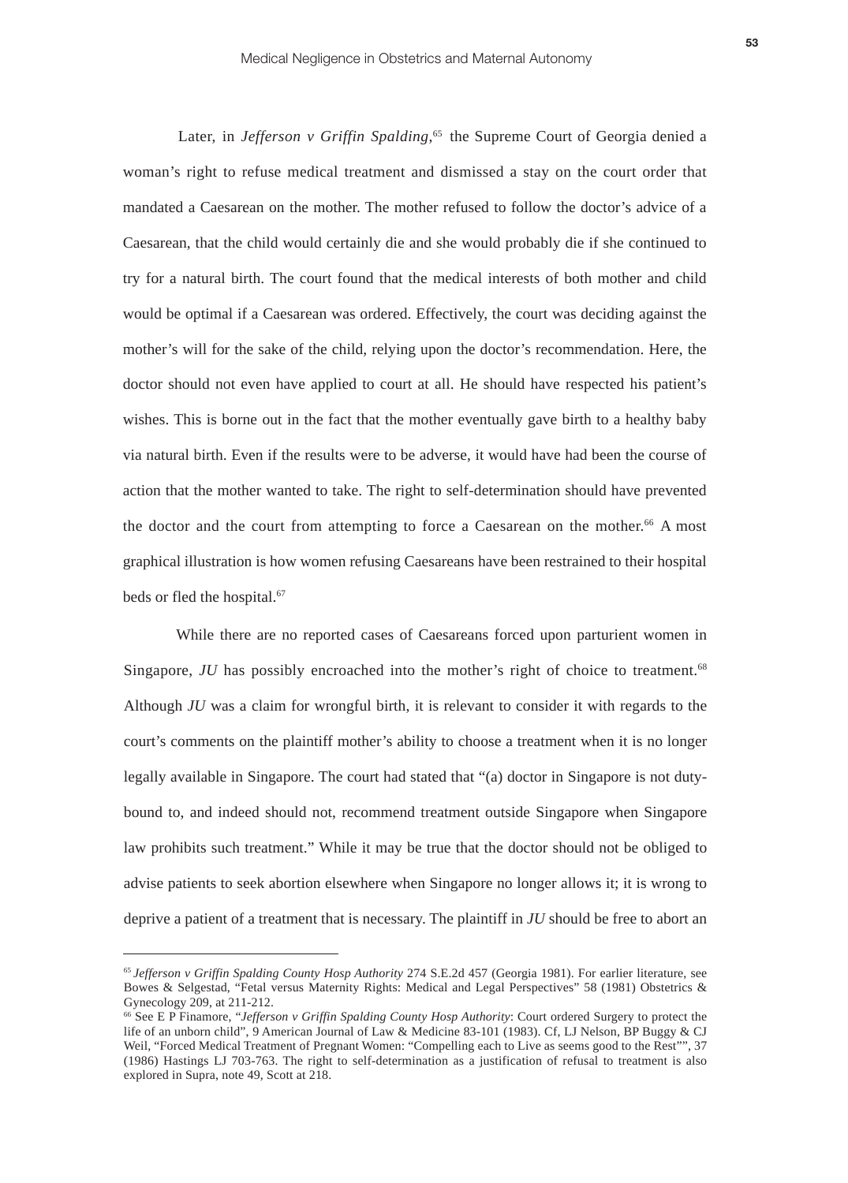Later, in *Jefferson v Griffin Spalding*,[65] the Supreme Court of Georgia denied a woman's right to refuse medical treatment and dismissed a stay on the court order that mandated a Caesarean on the mother. The mother refused to follow the doctor's advice of a Caesarean, that the child would certainly die and she would probably die if she continued to try for a natural birth. The court found that the medical interests of both mother and child would be optimal if a Caesarean was ordered. Effectively, the court was deciding against the mother's will for the sake of the child, relying upon the doctor's recommendation. Here, the doctor should not even have applied to court at all. He should have respected his patient's wishes. This is borne out in the fact that the mother eventually gave birth to a healthy baby via natural birth. Even if the results were to be adverse, it would have had been the course of action that the mother wanted to take. The right to self-determination should have prevented the doctor and the court from attempting to force a Caesarean on the mother.[66] A most graphical illustration is how women refusing Caesareans have been restrained to their hospital beds or fled the hospital.[67]

While there are no reported cases of Caesareans forced upon parturient women in Singapore, *JU* has possibly encroached into the mother's right of choice to treatment.[68] Although *JU* was a claim for wrongful birth, it is relevant to consider it with regards to the court's comments on the plaintiff mother's ability to choose a treatment when it is no longer legally available in Singapore. The court had stated that "(a) doctor in Singapore is not duty-bound to, and indeed should not, recommend treatment outside Singapore when Singapore law prohibits such treatment." While it may be true that the doctor should not be obliged to advise patients to seek abortion elsewhere when Singapore no longer allows it; it is wrong to deprive a patient of a treatment that is necessary. The plaintiff in *JU* should be free to abort an

---

[65] *Jefferson v Griffin Spalding County Hosp Authority* 274 S.E.2d 457 (Georgia 1981). For earlier literature, see Bowes & Selgestad, "Fetal versus Maternity Rights: Medical and Legal Perspectives" 58 (1981) Obstetrics & Gynecology 209, at 211-212.

[66] See E P Finamore, "*Jefferson v Griffin Spalding County Hosp Authority*: Court ordered Surgery to protect the life of an unborn child", 9 American Journal of Law & Medicine 83-101 (1983). Cf, LJ Nelson, BP Buggy & CJ Weil, "Forced Medical Treatment of Pregnant Women: "Compelling each to Live as seems good to the Rest"", 37 (1986) Hastings LJ 703-763. The right to self-determination as a justification of refusal to treatment is also explored in Supra, note 49, Scott at 218.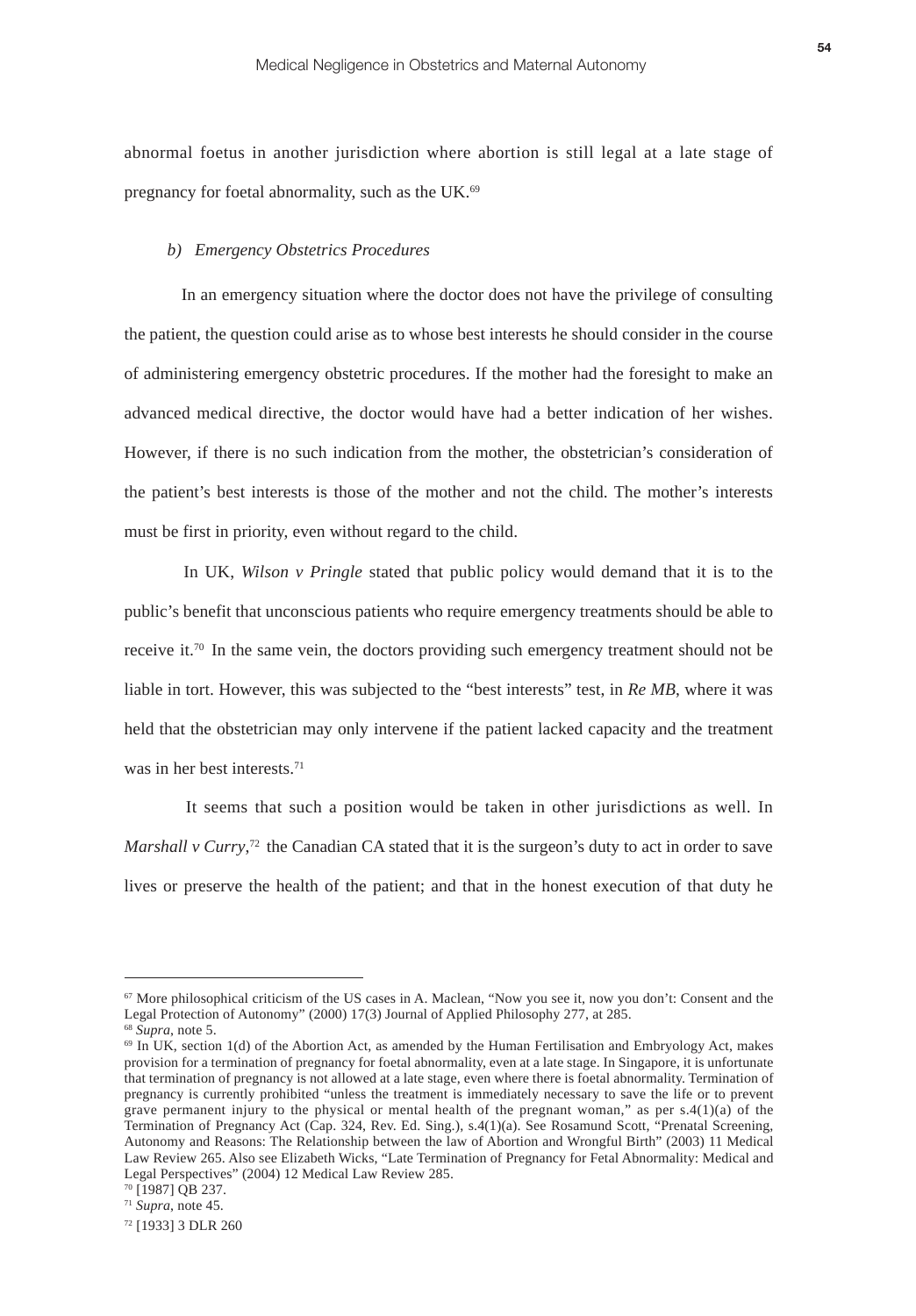abnormal foetus in another jurisdiction where abortion is still legal at a late stage of pregnancy for foetal abnormality, such as the UK.[69]

*b) Emergency Obstetrics Procedures*

In an emergency situation where the doctor does not have the privilege of consulting the patient, the question could arise as to whose best interests he should consider in the course of administering emergency obstetric procedures. If the mother had the foresight to make an advanced medical directive, the doctor would have had a better indication of her wishes. However, if there is no such indication from the mother, the obstetrician's consideration of the patient's best interests is those of the mother and not the child. The mother's interests must be first in priority, even without regard to the child.

In UK, *Wilson v Pringle* stated that public policy would demand that it is to the public's benefit that unconscious patients who require emergency treatments should be able to receive it.[70] In the same vein, the doctors providing such emergency treatment should not be liable in tort. However, this was subjected to the "best interests" test, in *Re MB*, where it was held that the obstetrician may only intervene if the patient lacked capacity and the treatment was in her best interests.[71]

It seems that such a position would be taken in other jurisdictions as well. In *Marshall v Curry*,[72] the Canadian CA stated that it is the surgeon's duty to act in order to save lives or preserve the health of the patient; and that in the honest execution of that duty he

---

[67] More philosophical criticism of the US cases in A. Maclean, "Now you see it, now you don't: Consent and the Legal Protection of Autonomy" (2000) 17(3) Journal of Applied Philosophy 277, at 285.

[68] *Supra*, note 5.

[69] In UK, section 1(d) of the Abortion Act, as amended by the Human Fertilisation and Embryology Act, makes provision for a termination of pregnancy for foetal abnormality, even at a late stage. In Singapore, it is unfortunate that termination of pregnancy is not allowed at a late stage, even where there is foetal abnormality. Termination of pregnancy is currently prohibited "unless the treatment is immediately necessary to save the life or to prevent grave permanent injury to the physical or mental health of the pregnant woman," as per s.4(1)(a) of the Termination of Pregnancy Act (Cap. 324, Rev. Ed. Sing.), s.4(1)(a). See Rosamund Scott, "Prenatal Screening, Autonomy and Reasons: The Relationship between the law of Abortion and Wrongful Birth" (2003) 11 Medical Law Review 265. Also see Elizabeth Wicks, "Late Termination of Pregnancy for Fetal Abnormality: Medical and Legal Perspectives" (2004) 12 Medical Law Review 285.

[70] [1987] QB 237.

[71] *Supra*, note 45.

[72] [1933] 3 DLR 260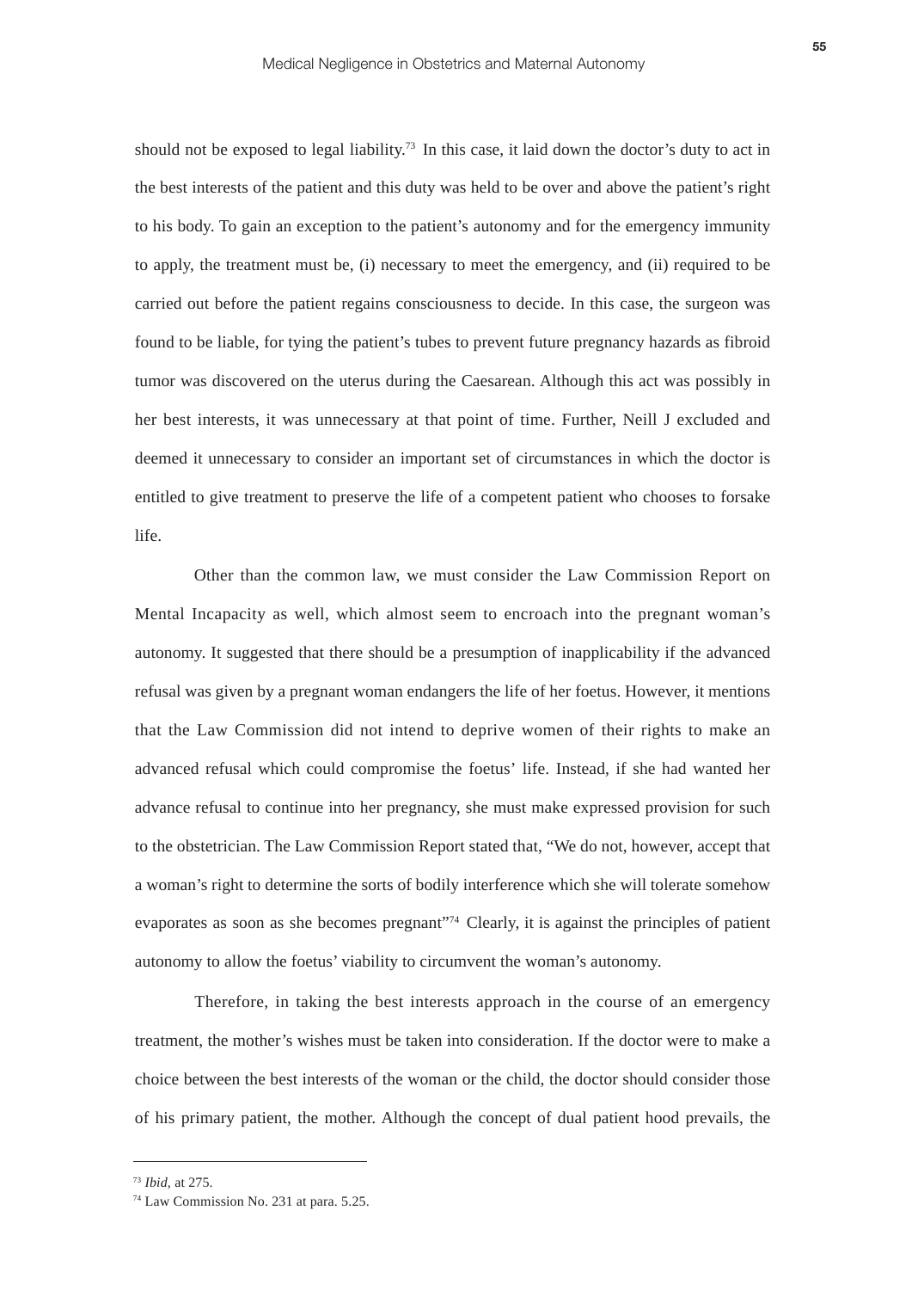should not be exposed to legal liability.[73] In this case, it laid down the doctor's duty to act in the best interests of the patient and this duty was held to be over and above the patient's right to his body. To gain an exception to the patient's autonomy and for the emergency immunity to apply, the treatment must be, (i) necessary to meet the emergency, and (ii) required to be carried out before the patient regains consciousness to decide. In this case, the surgeon was found to be liable, for tying the patient's tubes to prevent future pregnancy hazards as fibroid tumor was discovered on the uterus during the Caesarean. Although this act was possibly in her best interests, it was unnecessary at that point of time. Further, Neill J excluded and deemed it unnecessary to consider an important set of circumstances in which the doctor is entitled to give treatment to preserve the life of a competent patient who chooses to forsake life.

Other than the common law, we must consider the Law Commission Report on Mental Incapacity as well, which almost seem to encroach into the pregnant woman's autonomy. It suggested that there should be a presumption of inapplicability if the advanced refusal was given by a pregnant woman endangers the life of her foetus. However, it mentions that the Law Commission did not intend to deprive women of their rights to make an advanced refusal which could compromise the foetus' life. Instead, if she had wanted her advance refusal to continue into her pregnancy, she must make expressed provision for such to the obstetrician. The Law Commission Report stated that, "We do not, however, accept that a woman's right to determine the sorts of bodily interference which she will tolerate somehow evaporates as soon as she becomes pregnant"[74] Clearly, it is against the principles of patient autonomy to allow the foetus' viability to circumvent the woman's autonomy.

Therefore, in taking the best interests approach in the course of an emergency treatment, the mother's wishes must be taken into consideration. If the doctor were to make a choice between the best interests of the woman or the child, the doctor should consider those of his primary patient, the mother. Although the concept of dual patient hood prevails, the

---

[73] *Ibid*, at 275.

[74] Law Commission No. 231 at para. 5.25.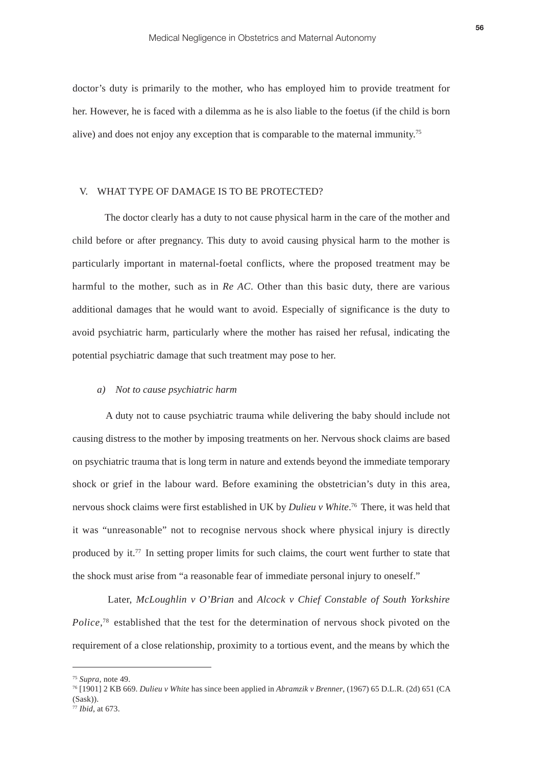doctor's duty is primarily to the mother, who has employed him to provide treatment for her. However, he is faced with a dilemma as he is also liable to the foetus (if the child is born alive) and does not enjoy any exception that is comparable to the maternal immunity.[75]

## V. WHAT TYPE OF DAMAGE IS TO BE PROTECTED?

The doctor clearly has a duty to not cause physical harm in the care of the mother and child before or after pregnancy. This duty to avoid causing physical harm to the mother is particularly important in maternal-foetal conflicts, where the proposed treatment may be harmful to the mother, such as in *Re AC*. Other than this basic duty, there are various additional damages that he would want to avoid. Especially of significance is the duty to avoid psychiatric harm, particularly where the mother has raised her refusal, indicating the potential psychiatric damage that such treatment may pose to her.

### *a) Not to cause psychiatric harm*

A duty not to cause psychiatric trauma while delivering the baby should include not causing distress to the mother by imposing treatments on her. Nervous shock claims are based on psychiatric trauma that is long term in nature and extends beyond the immediate temporary shock or grief in the labour ward. Before examining the obstetrician's duty in this area, nervous shock claims were first established in UK by *Dulieu v White*.[76] There, it was held that it was "unreasonable" not to recognise nervous shock where physical injury is directly produced by it.[77] In setting proper limits for such claims, the court went further to state that the shock must arise from "a reasonable fear of immediate personal injury to oneself."

Later, *McLoughlin v O'Brian* and *Alcock v Chief Constable of South Yorkshire Police*,[78] established that the test for the determination of nervous shock pivoted on the requirement of a close relationship, proximity to a tortious event, and the means by which the

---

[75] *Supra*, note 49.

[76] [1901] 2 KB 669. *Dulieu v White* has since been applied in *Abramzik v Brenner*, (1967) 65 D.L.R. (2d) 651 (CA (Sask)).

[77] *Ibid*, at 673.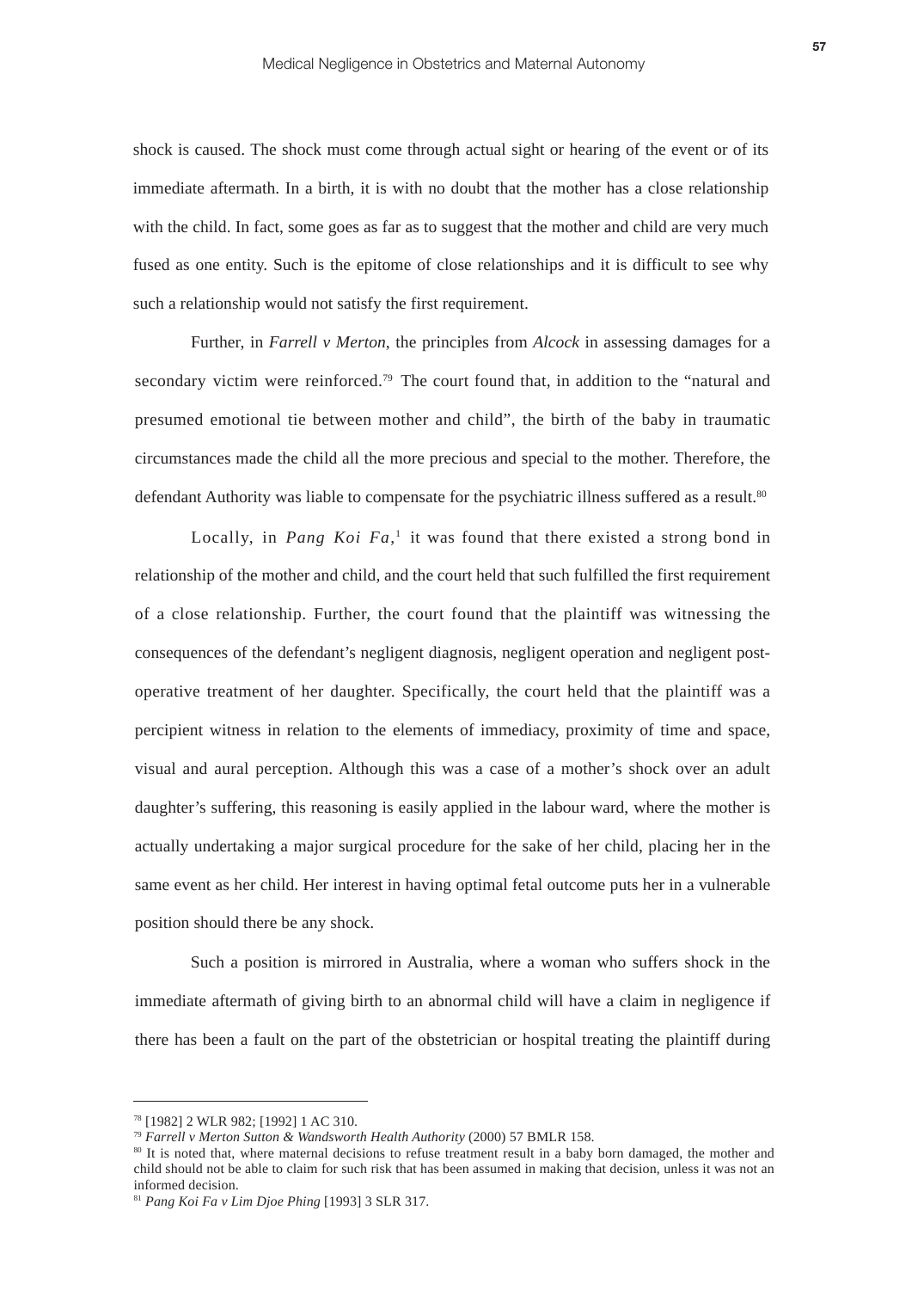shock is caused. The shock must come through actual sight or hearing of the event or of its immediate aftermath. In a birth, it is with no doubt that the mother has a close relationship with the child. In fact, some goes as far as to suggest that the mother and child are very much fused as one entity. Such is the epitome of close relationships and it is difficult to see why such a relationship would not satisfy the first requirement.

Further, in *Farrell v Merton*, the principles from *Alcock* in assessing damages for a secondary victim were reinforced.[79] The court found that, in addition to the "natural and presumed emotional tie between mother and child", the birth of the baby in traumatic circumstances made the child all the more precious and special to the mother. Therefore, the defendant Authority was liable to compensate for the psychiatric illness suffered as a result.[80]

Locally, in *Pang Koi Fa*,[1] it was found that there existed a strong bond in relationship of the mother and child, and the court held that such fulfilled the first requirement of a close relationship. Further, the court found that the plaintiff was witnessing the consequences of the defendant's negligent diagnosis, negligent operation and negligent post-operative treatment of her daughter. Specifically, the court held that the plaintiff was a percipient witness in relation to the elements of immediacy, proximity of time and space, visual and aural perception. Although this was a case of a mother's shock over an adult daughter's suffering, this reasoning is easily applied in the labour ward, where the mother is actually undertaking a major surgical procedure for the sake of her child, placing her in the same event as her child. Her interest in having optimal fetal outcome puts her in a vulnerable position should there be any shock.

Such a position is mirrored in Australia, where a woman who suffers shock in the immediate aftermath of giving birth to an abnormal child will have a claim in negligence if there has been a fault on the part of the obstetrician or hospital treating the plaintiff during

---

[78] [1982] 2 WLR 982; [1992] 1 AC 310.

[79] *Farrell v Merton Sutton & Wandsworth Health Authority* (2000) 57 BMLR 158.

[80] It is noted that, where maternal decisions to refuse treatment result in a baby born damaged, the mother and child should not be able to claim for such risk that has been assumed in making that decision, unless it was not an informed decision.

[81] *Pang Koi Fa v Lim Djoe Phing* [1993] 3 SLR 317.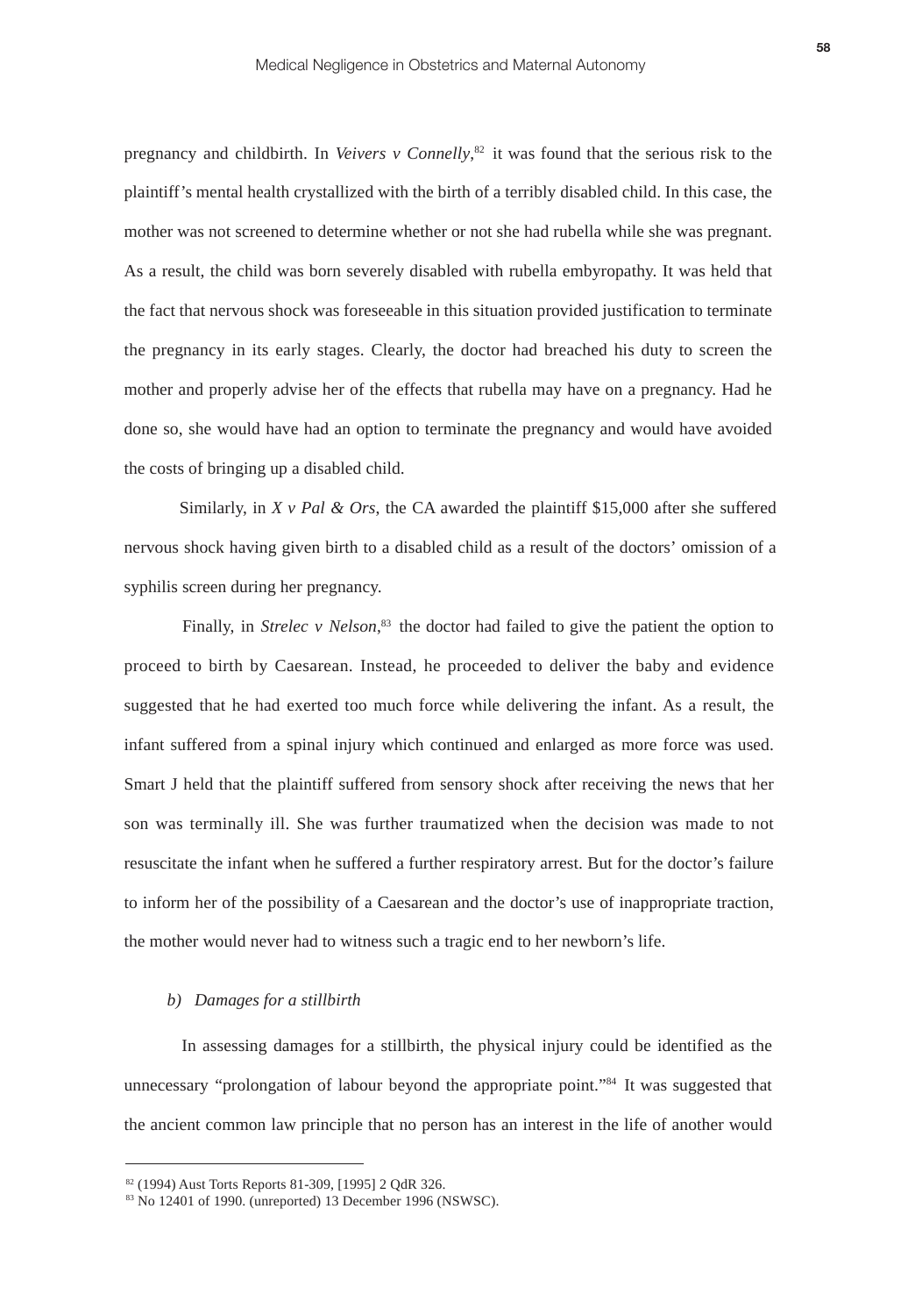pregnancy and childbirth. In *Veivers v Connelly*,[82] it was found that the serious risk to the plaintiff's mental health crystallized with the birth of a terribly disabled child. In this case, the mother was not screened to determine whether or not she had rubella while she was pregnant. As a result, the child was born severely disabled with rubella embyropathy. It was held that the fact that nervous shock was foreseeable in this situation provided justification to terminate the pregnancy in its early stages. Clearly, the doctor had breached his duty to screen the mother and properly advise her of the effects that rubella may have on a pregnancy. Had he done so, she would have had an option to terminate the pregnancy and would have avoided the costs of bringing up a disabled child.

Similarly, in *X v Pal & Ors*, the CA awarded the plaintiff $15,000 after she suffered nervous shock having given birth to a disabled child as a result of the doctors' omission of a syphilis screen during her pregnancy.

Finally, in *Strelec v Nelson*,[83] the doctor had failed to give the patient the option to proceed to birth by Caesarean. Instead, he proceeded to deliver the baby and evidence suggested that he had exerted too much force while delivering the infant. As a result, the infant suffered from a spinal injury which continued and enlarged as more force was used. Smart J held that the plaintiff suffered from sensory shock after receiving the news that her son was terminally ill. She was further traumatized when the decision was made to not resuscitate the infant when he suffered a further respiratory arrest. But for the doctor's failure to inform her of the possibility of a Caesarean and the doctor's use of inappropriate traction, the mother would never had to witness such a tragic end to her newborn's life.

*b) Damages for a stillbirth*

In assessing damages for a stillbirth, the physical injury could be identified as the unnecessary "prolongation of labour beyond the appropriate point."[84] It was suggested that the ancient common law principle that no person has an interest in the life of another would

---

[82] (1994) Aust Torts Reports 81-309, [1995] 2 QdR 326.

[83] No 12401 of 1990. (unreported) 13 December 1996 (NSWSC).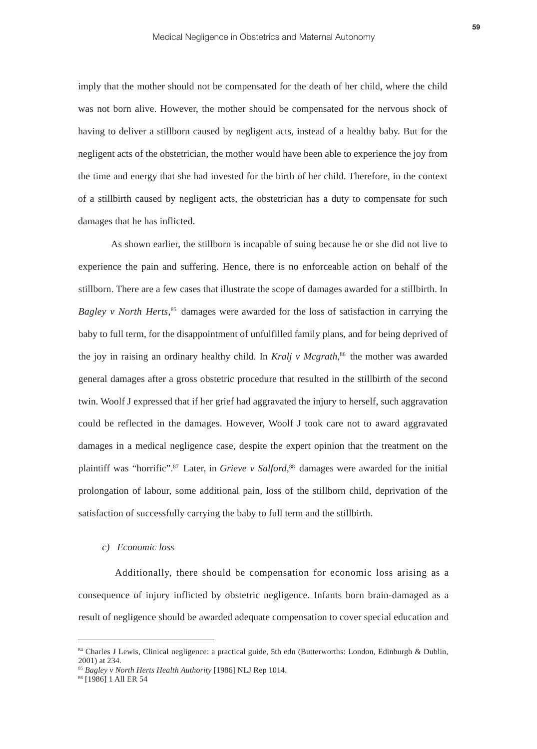imply that the mother should not be compensated for the death of her child, where the child was not born alive. However, the mother should be compensated for the nervous shock of having to deliver a stillborn caused by negligent acts, instead of a healthy baby. But for the negligent acts of the obstetrician, the mother would have been able to experience the joy from the time and energy that she had invested for the birth of her child. Therefore, in the context of a stillbirth caused by negligent acts, the obstetrician has a duty to compensate for such damages that he has inflicted.

As shown earlier, the stillborn is incapable of suing because he or she did not live to experience the pain and suffering. Hence, there is no enforceable action on behalf of the stillborn. There are a few cases that illustrate the scope of damages awarded for a stillbirth. In *Bagley v North Herts*,[85] damages were awarded for the loss of satisfaction in carrying the baby to full term, for the disappointment of unfulfilled family plans, and for being deprived of the joy in raising an ordinary healthy child. In *Kralj v Mcgrath*,[86] the mother was awarded general damages after a gross obstetric procedure that resulted in the stillbirth of the second twin. Woolf J expressed that if her grief had aggravated the injury to herself, such aggravation could be reflected in the damages. However, Woolf J took care not to award aggravated damages in a medical negligence case, despite the expert opinion that the treatment on the plaintiff was "horrific".[87] Later, in *Grieve v Salford*,[88] damages were awarded for the initial prolongation of labour, some additional pain, loss of the stillborn child, deprivation of the satisfaction of successfully carrying the baby to full term and the stillbirth.

*c) Economic loss*

Additionally, there should be compensation for economic loss arising as a consequence of injury inflicted by obstetric negligence. Infants born brain-damaged as a result of negligence should be awarded adequate compensation to cover special education and

---

[84] Charles J Lewis, Clinical negligence: a practical guide, 5th edn (Butterworths: London, Edinburgh & Dublin, 2001) at 234.

[85] *Bagley v North Herts Health Authority* [1986] NLJ Rep 1014.

[86] [1986] 1 All ER 54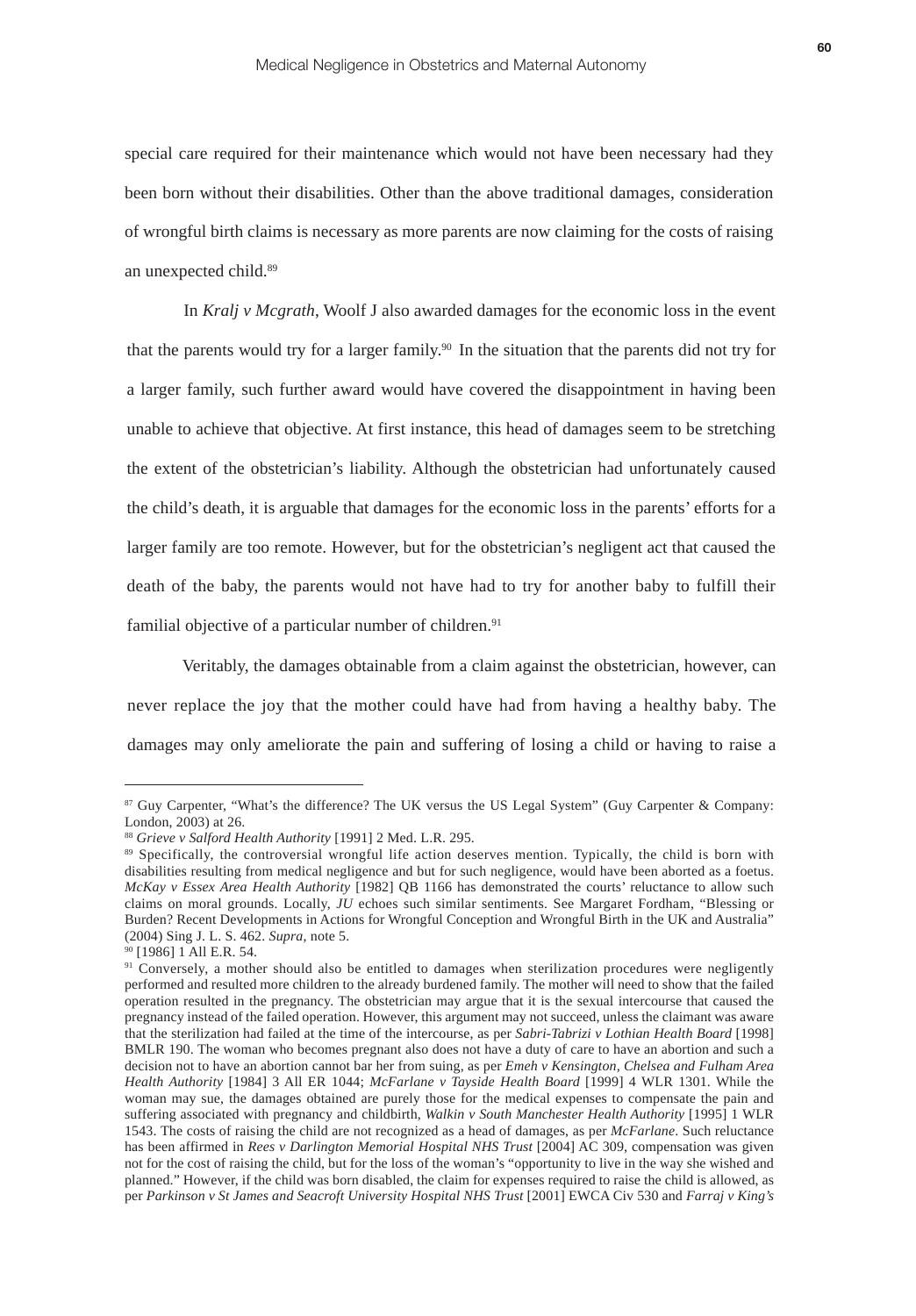special care required for their maintenance which would not have been necessary had they been born without their disabilities. Other than the above traditional damages, consideration of wrongful birth claims is necessary as more parents are now claiming for the costs of raising an unexpected child.[89]

In *Kralj v Mcgrath*, Woolf J also awarded damages for the economic loss in the event that the parents would try for a larger family.[90] In the situation that the parents did not try for a larger family, such further award would have covered the disappointment in having been unable to achieve that objective. At first instance, this head of damages seem to be stretching the extent of the obstetrician's liability. Although the obstetrician had unfortunately caused the child's death, it is arguable that damages for the economic loss in the parents' efforts for a larger family are too remote. However, but for the obstetrician's negligent act that caused the death of the baby, the parents would not have had to try for another baby to fulfill their familial objective of a particular number of children.[91]

Veritably, the damages obtainable from a claim against the obstetrician, however, can never replace the joy that the mother could have had from having a healthy baby. The damages may only ameliorate the pain and suffering of losing a child or having to raise a

---

[87] Guy Carpenter, "What's the difference? The UK versus the US Legal System" (Guy Carpenter & Company: London, 2003) at 26.

[88] *Grieve v Salford Health Authority* [1991] 2 Med. L.R. 295.

[89] Specifically, the controversial wrongful life action deserves mention. Typically, the child is born with disabilities resulting from medical negligence and but for such negligence, would have been aborted as a foetus. *McKay v Essex Area Health Authority* [1982] QB 1166 has demonstrated the courts' reluctance to allow such claims on moral grounds. Locally, *JU* echoes such similar sentiments. See Margaret Fordham, "Blessing or Burden? Recent Developments in Actions for Wrongful Conception and Wrongful Birth in the UK and Australia" (2004) Sing J. L. S. 462. *Supra*, note 5.

[90] [1986] 1 All E.R. 54.

[91] Conversely, a mother should also be entitled to damages when sterilization procedures were negligently performed and resulted more children to the already burdened family. The mother will need to show that the failed operation resulted in the pregnancy. The obstetrician may argue that it is the sexual intercourse that caused the pregnancy instead of the failed operation. However, this argument may not succeed, unless the claimant was aware that the sterilization had failed at the time of the intercourse, as per *Sabri-Tabrizi v Lothian Health Board* [1998] BMLR 190. The woman who becomes pregnant also does not have a duty of care to have an abortion and such a decision not to have an abortion cannot bar her from suing, as per *Emeh v Kensington, Chelsea and Fulham Area Health Authority* [1984] 3 All ER 1044; *McFarlane v Tayside Health Board* [1999] 4 WLR 1301. While the woman may sue, the damages obtained are purely those for the medical expenses to compensate the pain and suffering associated with pregnancy and childbirth, *Walkin v South Manchester Health Authority* [1995] 1 WLR 1543. The costs of raising the child are not recognized as a head of damages, as per *McFarlane*. Such reluctance has been affirmed in *Rees v Darlington Memorial Hospital NHS Trust* [2004] AC 309, compensation was given not for the cost of raising the child, but for the loss of the woman's "opportunity to live in the way she wished and planned." However, if the child was born disabled, the claim for expenses required to raise the child is allowed, as per *Parkinson v St James and Seacroft University Hospital NHS Trust* [2001] EWCA Civ 530 and *Farraj v King's*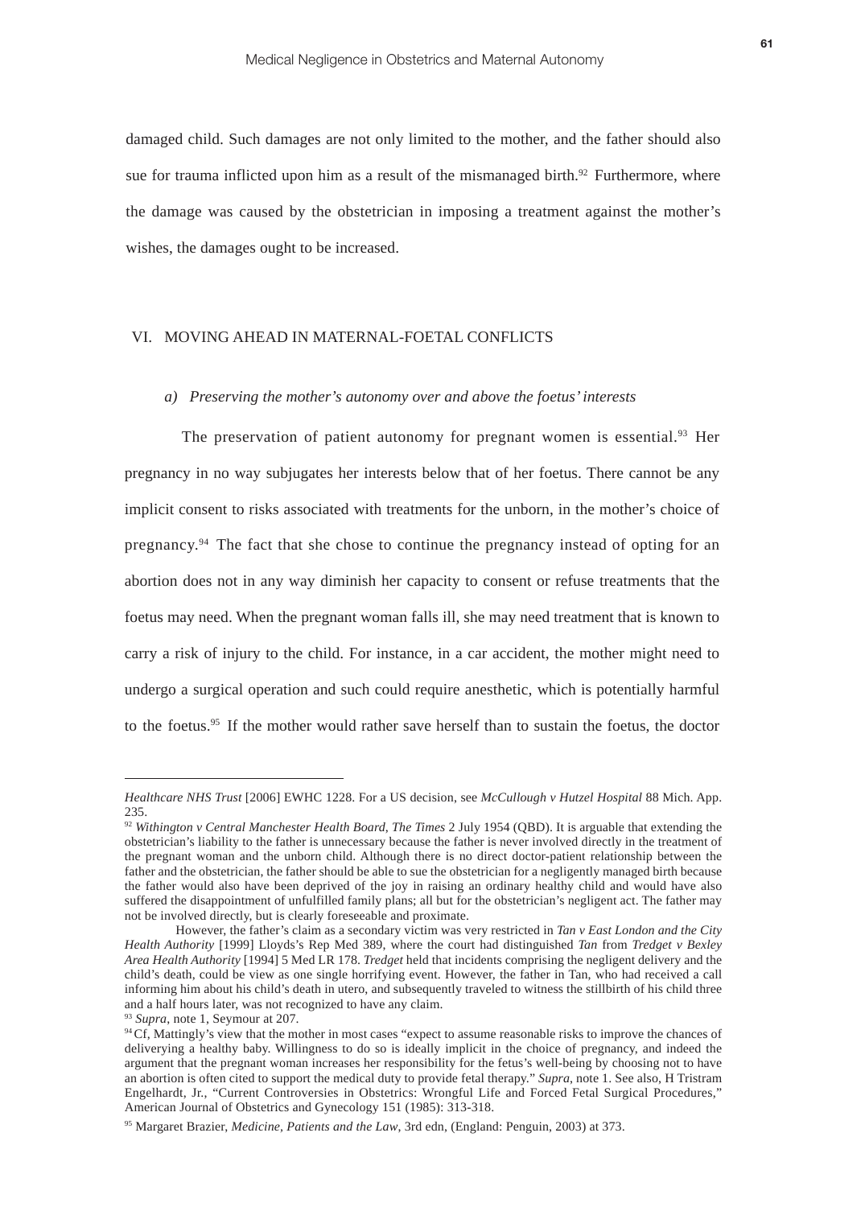damaged child. Such damages are not only limited to the mother, and the father should also sue for trauma inflicted upon him as a result of the mismanaged birth.[92] Furthermore, where the damage was caused by the obstetrician in imposing a treatment against the mother's wishes, the damages ought to be increased.

## VI. MOVING AHEAD IN MATERNAL-FOETAL CONFLICTS

### *a) Preserving the mother's autonomy over and above the foetus' interests*

The preservation of patient autonomy for pregnant women is essential.[93] Her pregnancy in no way subjugates her interests below that of her foetus. There cannot be any implicit consent to risks associated with treatments for the unborn, in the mother's choice of pregnancy.[94] The fact that she chose to continue the pregnancy instead of opting for an abortion does not in any way diminish her capacity to consent or refuse treatments that the foetus may need. When the pregnant woman falls ill, she may need treatment that is known to carry a risk of injury to the child. For instance, in a car accident, the mother might need to undergo a surgical operation and such could require anesthetic, which is potentially harmful to the foetus.[95] If the mother would rather save herself than to sustain the foetus, the doctor

---

*Healthcare NHS Trust* [2006] EWHC 1228. For a US decision, see *McCullough v Hutzel Hospital* 88 Mich. App. 235.

[92] *Withington v Central Manchester Health Board*, *The Times* 2 July 1954 (QBD). It is arguable that extending the obstetrician's liability to the father is unnecessary because the father is never involved directly in the treatment of the pregnant woman and the unborn child. Although there is no direct doctor-patient relationship between the father and the obstetrician, the father should be able to sue the obstetrician for a negligently managed birth because the father would also have been deprived of the joy in raising an ordinary healthy child and would have also suffered the disappointment of unfulfilled family plans; all but for the obstetrician's negligent act. The father may not be involved directly, but is clearly foreseeable and proximate.

However, the father's claim as a secondary victim was very restricted in *Tan v East London and the City Health Authority* [1999] Lloyds's Rep Med 389, where the court had distinguished *Tan* from *Tredget v Bexley Area Health Authority* [1994] 5 Med LR 178. *Tredget* held that incidents comprising the negligent delivery and the child's death, could be view as one single horrifying event. However, the father in Tan, who had received a call informing him about his child's death in utero, and subsequently traveled to witness the stillbirth of his child three and a half hours later, was not recognized to have any claim.

[93] *Supra*, note 1, Seymour at 207.

[94] Cf, Mattingly's view that the mother in most cases "expect to assume reasonable risks to improve the chances of deliverying a healthy baby. Willingness to do so is ideally implicit in the choice of pregnancy, and indeed the argument that the pregnant woman increases her responsibility for the fetus's well-being by choosing not to have an abortion is often cited to support the medical duty to provide fetal therapy." *Supra*, note 1. See also, H Tristram Engelhardt, Jr., "Current Controversies in Obstetrics: Wrongful Life and Forced Fetal Surgical Procedures," American Journal of Obstetrics and Gynecology 151 (1985): 313-318.

[95] Margaret Brazier, *Medicine, Patients and the Law*, 3rd edn, (England: Penguin, 2003) at 373.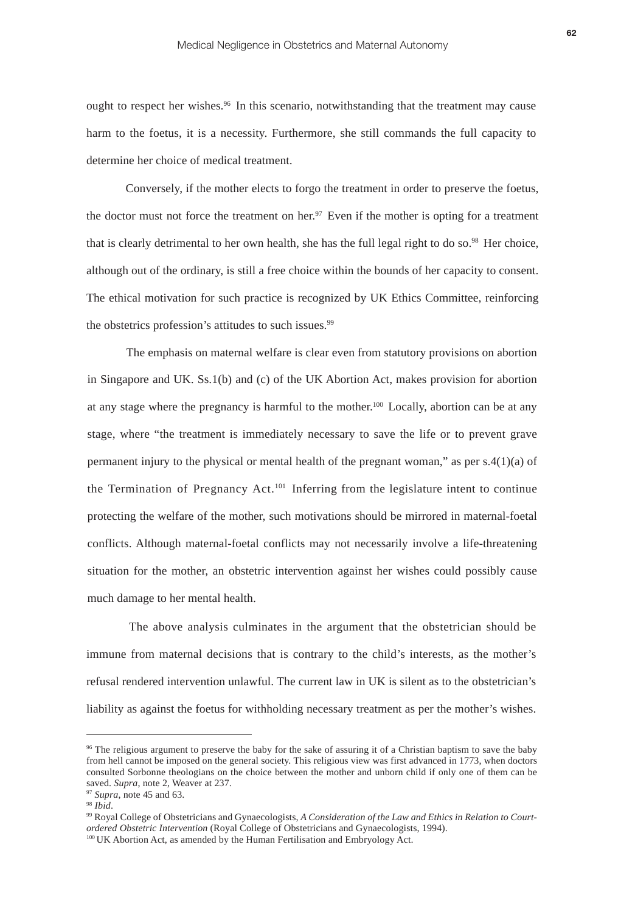ought to respect her wishes.[96] In this scenario, notwithstanding that the treatment may cause harm to the foetus, it is a necessity. Furthermore, she still commands the full capacity to determine her choice of medical treatment.

Conversely, if the mother elects to forgo the treatment in order to preserve the foetus, the doctor must not force the treatment on her.[97] Even if the mother is opting for a treatment that is clearly detrimental to her own health, she has the full legal right to do so.[98] Her choice, although out of the ordinary, is still a free choice within the bounds of her capacity to consent. The ethical motivation for such practice is recognized by UK Ethics Committee, reinforcing the obstetrics profession's attitudes to such issues.[99]

The emphasis on maternal welfare is clear even from statutory provisions on abortion in Singapore and UK. Ss.1(b) and (c) of the UK Abortion Act, makes provision for abortion at any stage where the pregnancy is harmful to the mother.[100] Locally, abortion can be at any stage, where "the treatment is immediately necessary to save the life or to prevent grave permanent injury to the physical or mental health of the pregnant woman," as per s.4(1)(a) of the Termination of Pregnancy Act.[101] Inferring from the legislature intent to continue protecting the welfare of the mother, such motivations should be mirrored in maternal-foetal conflicts. Although maternal-foetal conflicts may not necessarily involve a life-threatening situation for the mother, an obstetric intervention against her wishes could possibly cause much damage to her mental health.

The above analysis culminates in the argument that the obstetrician should be immune from maternal decisions that is contrary to the child's interests, as the mother's refusal rendered intervention unlawful. The current law in UK is silent as to the obstetrician's liability as against the foetus for withholding necessary treatment as per the mother's wishes.

---

[96] The religious argument to preserve the baby for the sake of assuring it of a Christian baptism to save the baby from hell cannot be imposed on the general society. This religious view was first advanced in 1773, when doctors consulted Sorbonne theologians on the choice between the mother and unborn child if only one of them can be saved. *Supra*, note 2, Weaver at 237.

[97] *Supra*, note 45 and 63.

[98] *Ibid*.

[99] Royal College of Obstetricians and Gynaecologists, *A Consideration of the Law and Ethics in Relation to Court-ordered Obstetric Intervention* (Royal College of Obstetricians and Gynaecologists, 1994).

[100] UK Abortion Act, as amended by the Human Fertilisation and Embryology Act.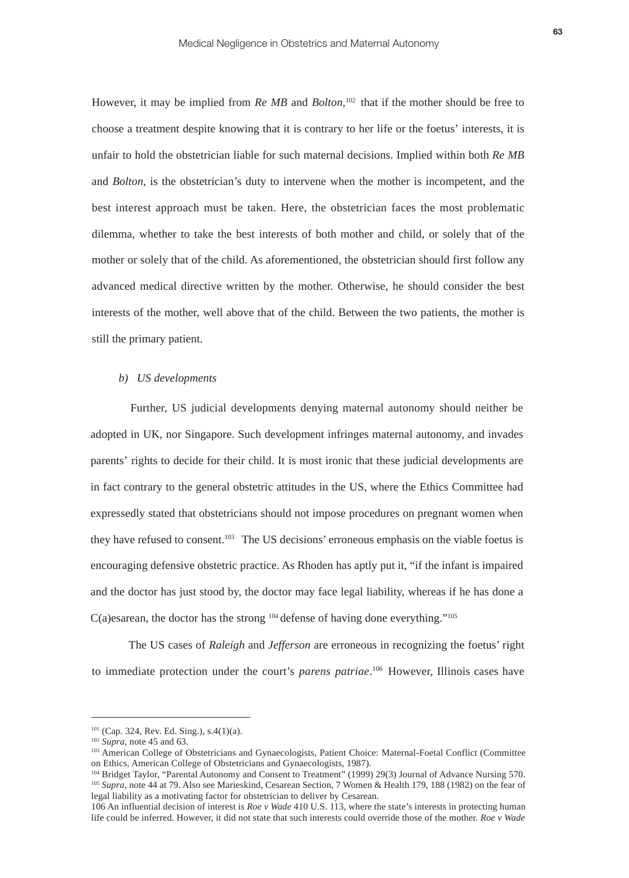However, it may be implied from *Re MB* and *Bolton*,[102] that if the mother should be free to choose a treatment despite knowing that it is contrary to her life or the foetus' interests, it is unfair to hold the obstetrician liable for such maternal decisions. Implied within both *Re MB* and *Bolton*, is the obstetrician's duty to intervene when the mother is incompetent, and the best interest approach must be taken. Here, the obstetrician faces the most problematic dilemma, whether to take the best interests of both mother and child, or solely that of the mother or solely that of the child. As aforementioned, the obstetrician should first follow any advanced medical directive written by the mother. Otherwise, he should consider the best interests of the mother, well above that of the child. Between the two patients, the mother is still the primary patient.

*b) US developments*

Further, US judicial developments denying maternal autonomy should neither be adopted in UK, nor Singapore. Such development infringes maternal autonomy, and invades parents' rights to decide for their child. It is most ironic that these judicial developments are in fact contrary to the general obstetric attitudes in the US, where the Ethics Committee had expressedly stated that obstetricians should not impose procedures on pregnant women when they have refused to consent.[103] The US decisions' erroneous emphasis on the viable foetus is encouraging defensive obstetric practice. As Rhoden has aptly put it, "if the infant is impaired and the doctor has just stood by, the doctor may face legal liability, whereas if he has done a C(a)esarean, the doctor has the strong [104] defense of having done everything."[105]

The US cases of *Raleigh* and *Jefferson* are erroneous in recognizing the foetus' right to immediate protection under the court's *parens patriae*.[106] However, Illinois cases have

---

[101] (Cap. 324, Rev. Ed. Sing.), s.4(1)(a).

[102] *Supra*, note 45 and 63.

[103] American College of Obstetricians and Gynaecologists, Patient Choice: Maternal-Foetal Conflict (Committee on Ethics, American College of Obstetricians and Gynaecologists, 1987).

[104] Bridget Taylor, "Parental Autonomy and Consent to Treatment" (1999) 29(3) Journal of Advance Nursing 570.

[105] *Supra*, note 44 at 79. Also see Marieskind, Cesarean Section, 7 Women & Health 179, 188 (1982) on the fear of legal liability as a motivating factor for obstetrician to deliver by Cesarean.

106 An influential decision of interest is *Roe v Wade* 410 U.S. 113, where the state's interests in protecting human life could be inferred. However, it did not state that such interests could override those of the mother. *Roe v Wade*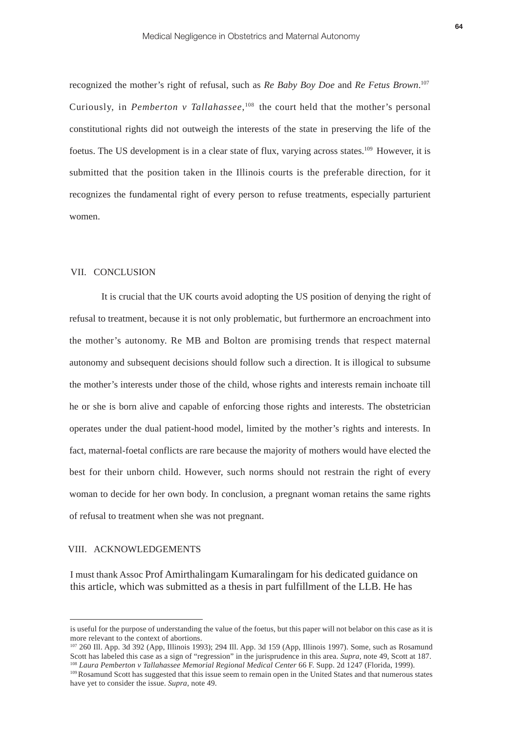recognized the mother's right of refusal, such as *Re Baby Boy Doe* and *Re Fetus Brown*.[107] Curiously, in *Pemberton v Tallahassee*,[108] the court held that the mother's personal constitutional rights did not outweigh the interests of the state in preserving the life of the foetus. The US development is in a clear state of flux, varying across states.[109] However, it is submitted that the position taken in the Illinois courts is the preferable direction, for it recognizes the fundamental right of every person to refuse treatments, especially parturient women.

## VII. CONCLUSION

It is crucial that the UK courts avoid adopting the US position of denying the right of refusal to treatment, because it is not only problematic, but furthermore an encroachment into the mother's autonomy. Re MB and Bolton are promising trends that respect maternal autonomy and subsequent decisions should follow such a direction. It is illogical to subsume the mother's interests under those of the child, whose rights and interests remain inchoate till he or she is born alive and capable of enforcing those rights and interests. The obstetrician operates under the dual patient-hood model, limited by the mother's rights and interests. In fact, maternal-foetal conflicts are rare because the majority of mothers would have elected the best for their unborn child. However, such norms should not restrain the right of every woman to decide for her own body. In conclusion, a pregnant woman retains the same rights of refusal to treatment when she was not pregnant.

## VIII. ACKNOWLEDGEMENTS

I must thank Assoc Prof Amirthalingam Kumaralingam for his dedicated guidance on this article, which was submitted as a thesis in part fulfillment of the LLB. He has

---

is useful for the purpose of understanding the value of the foetus, but this paper will not belabor on this case as it is more relevant to the context of abortions.

[107] 260 Ill. App. 3d 392 (App, Illinois 1993); 294 Ill. App. 3d 159 (App, Illinois 1997). Some, such as Rosamund Scott has labeled this case as a sign of "regression" in the jurisprudence in this area. *Supra*, note 49, Scott at 187.

[108] *Laura Pemberton v Tallahassee Memorial Regional Medical Center* 66 F. Supp. 2d 1247 (Florida, 1999).

[109] Rosamund Scott has suggested that this issue seem to remain open in the United States and that numerous states have yet to consider the issue. *Supra*, note 49.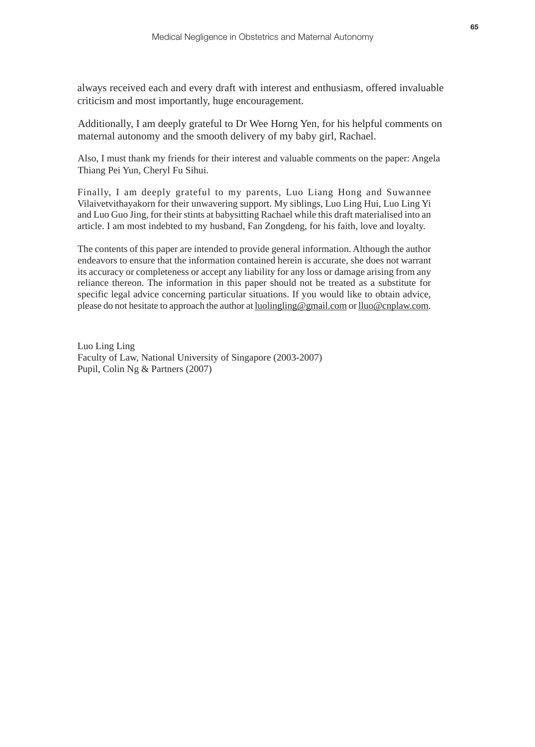always received each and every draft with interest and enthusiasm, offered invaluable criticism and most importantly, huge encouragement.

Additionally, I am deeply grateful to Dr Wee Horng Yen, for his helpful comments on maternal autonomy and the smooth delivery of my baby girl, Rachael.

Also, I must thank my friends for their interest and valuable comments on the paper: Angela Thiang Pei Yun, Cheryl Fu Sihui.

Finally, I am deeply grateful to my parents, Luo Liang Hong and Suwannee Vilaivetvithayakorn for their unwavering support. My siblings, Luo Ling Hui, Luo Ling Yi and Luo Guo Jing, for their stints at babysitting Rachael while this draft materialised into an article. I am most indebted to my husband, Fan Zongdeng, for his faith, love and loyalty.

The contents of this paper are intended to provide general information. Although the author endeavors to ensure that the information contained herein is accurate, she does not warrant its accuracy or completeness or accept any liability for any loss or damage arising from any reliance thereon. The information in this paper should not be treated as a substitute for specific legal advice concerning particular situations. If you would like to obtain advice, please do not hesitate to approach the author at luolingling@gmail.com or lluo@cnplaw.com.

Luo Ling Ling
Faculty of Law, National University of Singapore (2003-2007)
Pupil, Colin Ng & Partners (2007)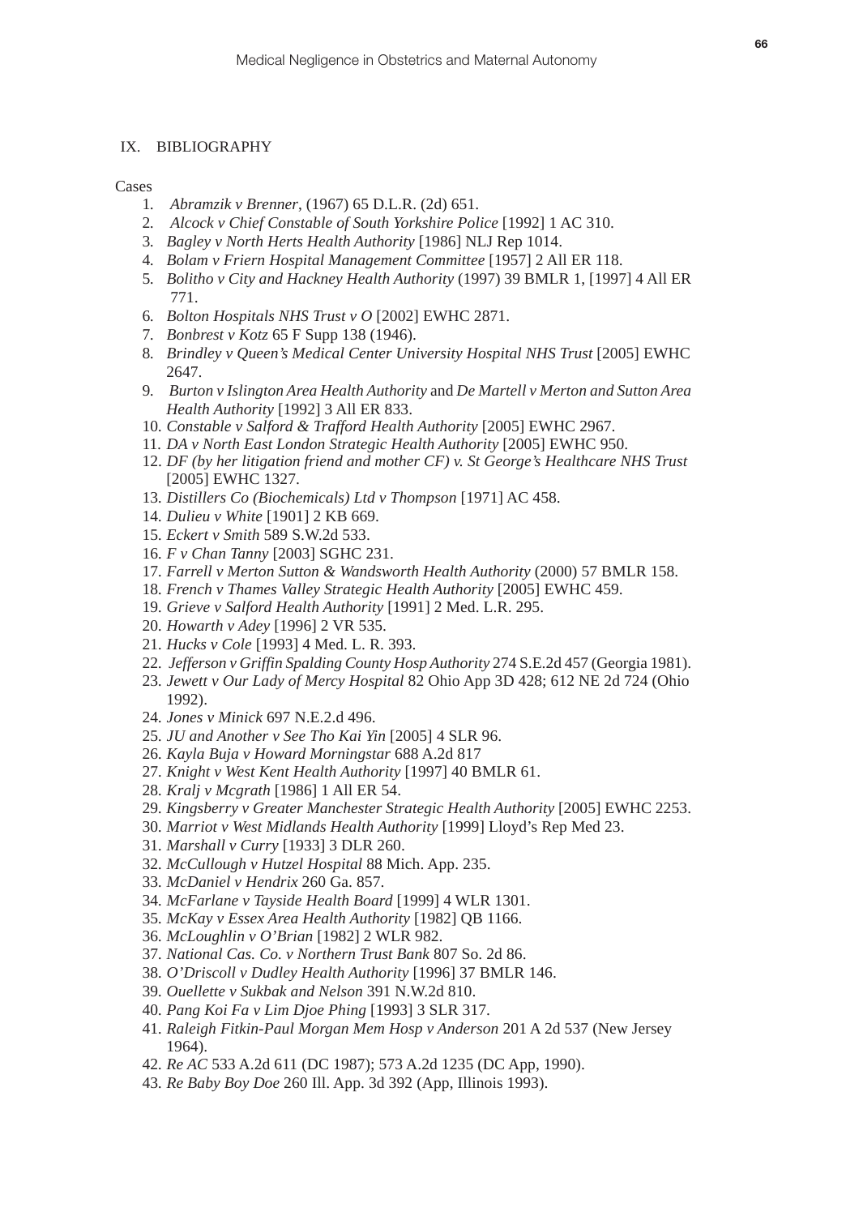## IX. BIBLIOGRAPHY

Cases

1. *Abramzik v Brenner*, (1967) 65 D.L.R. (2d) 651.
2. *Alcock v Chief Constable of South Yorkshire Police* [1992] 1 AC 310.
3. *Bagley v North Herts Health Authority* [1986] NLJ Rep 1014.
4. *Bolam v Friern Hospital Management Committee* [1957] 2 All ER 118.
5. *Bolitho v City and Hackney Health Authority* (1997) 39 BMLR 1, [1997] 4 All ER 771.
6. *Bolton Hospitals NHS Trust v O* [2002] EWHC 2871.
7. *Bonbrest v Kotz* 65 F Supp 138 (1946).
8. *Brindley v Queen's Medical Center University Hospital NHS Trust* [2005] EWHC 2647.
9. *Burton v Islington Area Health Authority* and *De Martell v Merton and Sutton Area Health Authority* [1992] 3 All ER 833.
10. *Constable v Salford & Trafford Health Authority* [2005] EWHC 2967.
11. *DA v North East London Strategic Health Authority* [2005] EWHC 950.
12. *DF (by her litigation friend and mother CF) v. St George's Healthcare NHS Trust* [2005] EWHC 1327.
13. *Distillers Co (Biochemicals) Ltd v Thompson* [1971] AC 458.
14. *Dulieu v White* [1901] 2 KB 669.
15. *Eckert v Smith* 589 S.W.2d 533.
16. *F v Chan Tanny* [2003] SGHC 231.
17. *Farrell v Merton Sutton & Wandsworth Health Authority* (2000) 57 BMLR 158.
18. *French v Thames Valley Strategic Health Authority* [2005] EWHC 459.
19. *Grieve v Salford Health Authority* [1991] 2 Med. L.R. 295.
20. *Howarth v Adey* [1996] 2 VR 535.
21. *Hucks v Cole* [1993] 4 Med. L. R. 393.
22. *Jefferson v Griffin Spalding County Hosp Authority* 274 S.E.2d 457 (Georgia 1981).
23. *Jewett v Our Lady of Mercy Hospital* 82 Ohio App 3D 428; 612 NE 2d 724 (Ohio 1992).
24. *Jones v Minick* 697 N.E.2.d 496.
25. *JU and Another v See Tho Kai Yin* [2005] 4 SLR 96.
26. *Kayla Buja v Howard Morningstar* 688 A.2d 817
27. *Knight v West Kent Health Authority* [1997] 40 BMLR 61.
28. *Kralj v Mcgrath* [1986] 1 All ER 54.
29. *Kingsberry v Greater Manchester Strategic Health Authority* [2005] EWHC 2253.
30. *Marriot v West Midlands Health Authority* [1999] Lloyd's Rep Med 23.
31. *Marshall v Curry* [1933] 3 DLR 260.
32. *McCullough v Hutzel Hospital* 88 Mich. App. 235.
33. *McDaniel v Hendrix* 260 Ga. 857.
34. *McFarlane v Tayside Health Board* [1999] 4 WLR 1301.
35. *McKay v Essex Area Health Authority* [1982] QB 1166.
36. *McLoughlin v O'Brian* [1982] 2 WLR 982.
37. *National Cas. Co. v Northern Trust Bank* 807 So. 2d 86.
38. *O'Driscoll v Dudley Health Authority* [1996] 37 BMLR 146.
39. *Ouellette v Sukbak and Nelson* 391 N.W.2d 810.
40. *Pang Koi Fa v Lim Djoe Phing* [1993] 3 SLR 317.
41. *Raleigh Fitkin-Paul Morgan Mem Hosp v Anderson* 201 A 2d 537 (New Jersey 1964).
42. *Re AC* 533 A.2d 611 (DC 1987); 573 A.2d 1235 (DC App, 1990).
43. *Re Baby Boy Doe* 260 Ill. App. 3d 392 (App, Illinois 1993).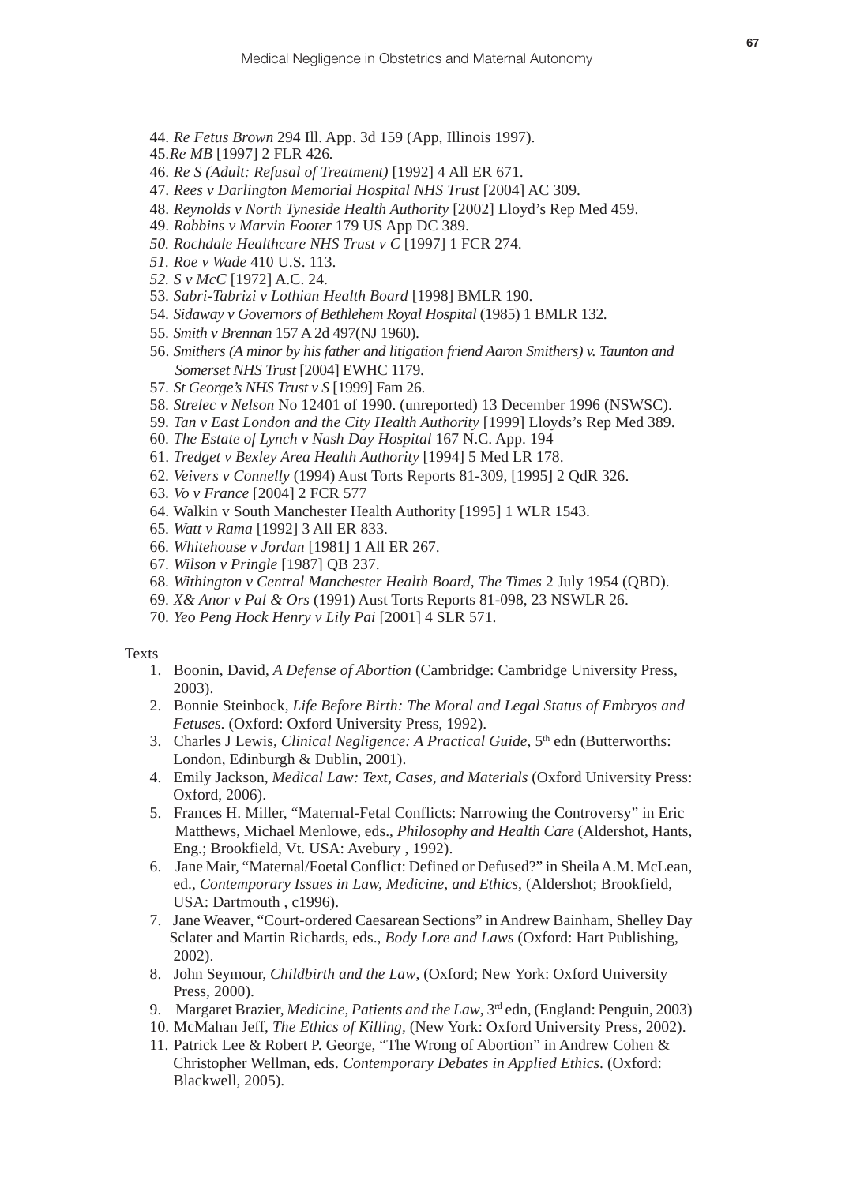44. *Re Fetus Brown* 294 Ill. App. 3d 159 (App, Illinois 1997).
45.*Re MB* [1997] 2 FLR 426.
46. *Re S (Adult: Refusal of Treatment)* [1992] 4 All ER 671.
47. *Rees v Darlington Memorial Hospital NHS Trust* [2004] AC 309.
48. *Reynolds v North Tyneside Health Authority* [2002] Lloyd's Rep Med 459.
49. *Robbins v Marvin Footer* 179 US App DC 389.
*50. Rochdale Healthcare NHS Trust v C* [1997] 1 FCR 274.
*51. Roe v Wade* 410 U.S. 113.
*52. S v McC* [1972] A.C. 24.
53. *Sabri-Tabrizi v Lothian Health Board* [1998] BMLR 190.
54. *Sidaway v Governors of Bethlehem Royal Hospital* (1985) 1 BMLR 132.
55. *Smith v Brennan* 157 A 2d 497(NJ 1960).
56. *Smithers (A minor by his father and litigation friend Aaron Smithers) v. Taunton and Somerset NHS Trust* [2004] EWHC 1179.
57. *St George's NHS Trust v S* [1999] Fam 26.
58. *Strelec v Nelson* No 12401 of 1990. (unreported) 13 December 1996 (NSWSC).
59. *Tan v East London and the City Health Authority* [1999] Lloyds's Rep Med 389.
60. *The Estate of Lynch v Nash Day Hospital* 167 N.C. App. 194
61. *Tredget v Bexley Area Health Authority* [1994] 5 Med LR 178.
62. *Veivers v Connelly* (1994) Aust Torts Reports 81-309, [1995] 2 QdR 326.
63. *Vo v France* [2004] 2 FCR 577
64. Walkin v South Manchester Health Authority [1995] 1 WLR 1543.
65. *Watt v Rama* [1992] 3 All ER 833.
66. *Whitehouse v Jordan* [1981] 1 All ER 267.
67. *Wilson v Pringle* [1987] QB 237.
68. *Withington v Central Manchester Health Board*, *The Times* 2 July 1954 (QBD).
69. *X& Anor v Pal & Ors* (1991) Aust Torts Reports 81-098, 23 NSWLR 26.
70. *Yeo Peng Hock Henry v Lily Pai* [2001] 4 SLR 571.

Texts

1. Boonin, David, *A Defense of Abortion* (Cambridge: Cambridge University Press, 2003).
2. Bonnie Steinbock, *Life Before Birth: The Moral and Legal Status of Embryos and Fetuses.* (Oxford: Oxford University Press, 1992).
3. Charles J Lewis, *Clinical Negligence: A Practical Guide*, 5th edn (Butterworths: London, Edinburgh & Dublin, 2001).
4. Emily Jackson, *Medical Law: Text, Cases, and Materials* (Oxford University Press: Oxford, 2006).
5. Frances H. Miller, "Maternal-Fetal Conflicts: Narrowing the Controversy" in Eric Matthews, Michael Menlowe, eds., *Philosophy and Health Care* (Aldershot, Hants, Eng.; Brookfield, Vt. USA: Avebury , 1992).
6. Jane Mair, "Maternal/Foetal Conflict: Defined or Defused?" in Sheila A.M. McLean, ed., *Contemporary Issues in Law, Medicine, and Ethics*, (Aldershot; Brookfield, USA: Dartmouth , c1996).
7. Jane Weaver, "Court-ordered Caesarean Sections" in Andrew Bainham, Shelley Day Sclater and Martin Richards, eds., *Body Lore and Laws* (Oxford: Hart Publishing, 2002).
8. John Seymour, *Childbirth and the Law*, (Oxford; New York: Oxford University Press, 2000).
9. Margaret Brazier, *Medicine, Patients and the Law*, 3rd edn, (England: Penguin, 2003)
10. McMahan Jeff, *The Ethics of Killing*, (New York: Oxford University Press, 2002).
11. Patrick Lee & Robert P. George, "The Wrong of Abortion" in Andrew Cohen & Christopher Wellman, eds. *Contemporary Debates in Applied Ethics.* (Oxford: Blackwell, 2005).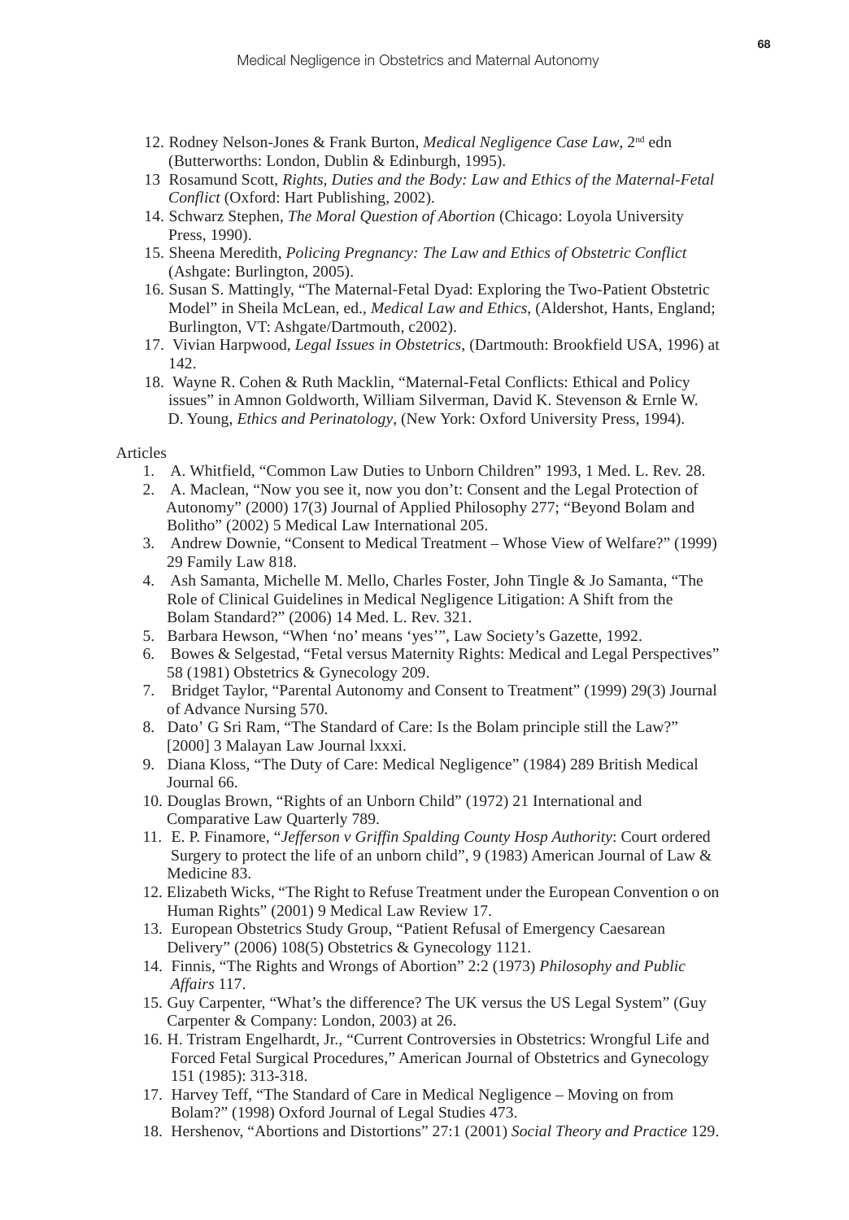12. Rodney Nelson-Jones & Frank Burton, *Medical Negligence Case Law*, 2nd edn (Butterworths: London, Dublin & Edinburgh, 1995).
13 Rosamund Scott, *Rights, Duties and the Body: Law and Ethics of the Maternal-Fetal Conflict* (Oxford: Hart Publishing, 2002).
14. Schwarz Stephen, *The Moral Question of Abortion* (Chicago: Loyola University Press, 1990).
15. Sheena Meredith, *Policing Pregnancy: The Law and Ethics of Obstetric Conflict* (Ashgate: Burlington, 2005).
16. Susan S. Mattingly, "The Maternal-Fetal Dyad: Exploring the Two-Patient Obstetric Model" in Sheila McLean, ed., *Medical Law and Ethics*, (Aldershot, Hants, England; Burlington, VT: Ashgate/Dartmouth, c2002).
17. Vivian Harpwood, *Legal Issues in Obstetrics*, (Dartmouth: Brookfield USA, 1996) at 142.
18. Wayne R. Cohen & Ruth Macklin, "Maternal-Fetal Conflicts: Ethical and Policy issues" in Amnon Goldworth, William Silverman, David K. Stevenson & Ernle W. D. Young, *Ethics and Perinatology*, (New York: Oxford University Press, 1994).

Articles

1. A. Whitfield, "Common Law Duties to Unborn Children" 1993, 1 Med. L. Rev. 28.
2. A. Maclean, "Now you see it, now you don't: Consent and the Legal Protection of Autonomy" (2000) 17(3) Journal of Applied Philosophy 277; "Beyond Bolam and Bolitho" (2002) 5 Medical Law International 205.
3. Andrew Downie, "Consent to Medical Treatment – Whose View of Welfare?" (1999) 29 Family Law 818.
4. Ash Samanta, Michelle M. Mello, Charles Foster, John Tingle & Jo Samanta, "The Role of Clinical Guidelines in Medical Negligence Litigation: A Shift from the Bolam Standard?" (2006) 14 Med. L. Rev. 321.
5. Barbara Hewson, "When 'no' means 'yes'", Law Society's Gazette, 1992.
6. Bowes & Selgestad, "Fetal versus Maternity Rights: Medical and Legal Perspectives" 58 (1981) Obstetrics & Gynecology 209.
7. Bridget Taylor, "Parental Autonomy and Consent to Treatment" (1999) 29(3) Journal of Advance Nursing 570.
8. Dato' G Sri Ram, "The Standard of Care: Is the Bolam principle still the Law?" [2000] 3 Malayan Law Journal lxxxi.
9. Diana Kloss, "The Duty of Care: Medical Negligence" (1984) 289 British Medical Journal 66.
10. Douglas Brown, "Rights of an Unborn Child" (1972) 21 International and Comparative Law Quarterly 789.
11. E. P. Finamore, "*Jefferson v Griffin Spalding County Hosp Authority*: Court ordered Surgery to protect the life of an unborn child", 9 (1983) American Journal of Law & Medicine 83.
12. Elizabeth Wicks, "The Right to Refuse Treatment under the European Convention o on Human Rights" (2001) 9 Medical Law Review 17.
13. European Obstetrics Study Group, "Patient Refusal of Emergency Caesarean Delivery" (2006) 108(5) Obstetrics & Gynecology 1121.
14. Finnis, "The Rights and Wrongs of Abortion" 2:2 (1973) *Philosophy and Public Affairs* 117.
15. Guy Carpenter, "What's the difference? The UK versus the US Legal System" (Guy Carpenter & Company: London, 2003) at 26.
16. H. Tristram Engelhardt, Jr., "Current Controversies in Obstetrics: Wrongful Life and Forced Fetal Surgical Procedures," American Journal of Obstetrics and Gynecology 151 (1985): 313-318.
17. Harvey Teff, "The Standard of Care in Medical Negligence – Moving on from Bolam?" (1998) Oxford Journal of Legal Studies 473.
18. Hershenov, "Abortions and Distortions" 27:1 (2001) *Social Theory and Practice* 129.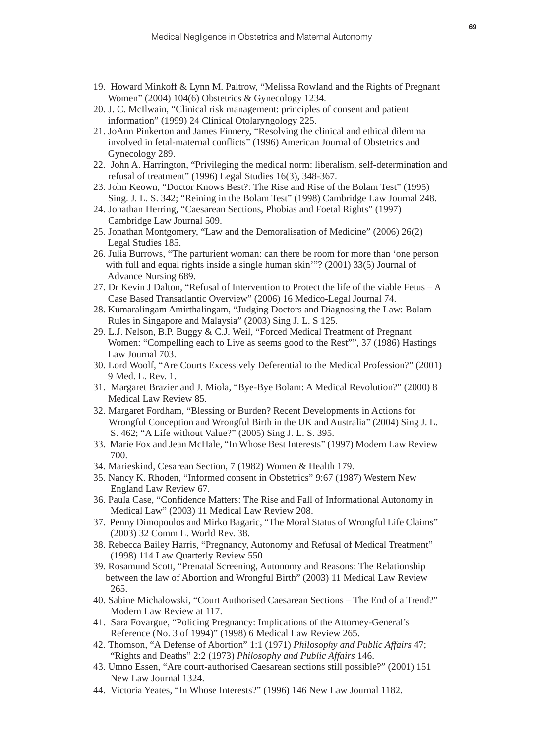19. Howard Minkoff & Lynn M. Paltrow, "Melissa Rowland and the Rights of Pregnant Women" (2004) 104(6) Obstetrics & Gynecology 1234.
20. J. C. McIlwain, "Clinical risk management: principles of consent and patient information" (1999) 24 Clinical Otolaryngology 225.
21. JoAnn Pinkerton and James Finnery, "Resolving the clinical and ethical dilemma involved in fetal-maternal conflicts" (1996) American Journal of Obstetrics and Gynecology 289.
22. John A. Harrington, "Privileging the medical norm: liberalism, self-determination and refusal of treatment" (1996) Legal Studies 16(3), 348-367.
23. John Keown, "Doctor Knows Best?: The Rise and Rise of the Bolam Test" (1995) Sing. J. L. S. 342; "Reining in the Bolam Test" (1998) Cambridge Law Journal 248.
24. Jonathan Herring, "Caesarean Sections, Phobias and Foetal Rights" (1997) Cambridge Law Journal 509.
25. Jonathan Montgomery, "Law and the Demoralisation of Medicine" (2006) 26(2) Legal Studies 185.
26. Julia Burrows, "The parturient woman: can there be room for more than 'one person with full and equal rights inside a single human skin'"? (2001) 33(5) Journal of Advance Nursing 689.
27. Dr Kevin J Dalton, "Refusal of Intervention to Protect the life of the viable Fetus – A Case Based Transatlantic Overview" (2006) 16 Medico-Legal Journal 74.
28. Kumaralingam Amirthalingam, "Judging Doctors and Diagnosing the Law: Bolam Rules in Singapore and Malaysia" (2003) Sing J. L. S 125.
29. L.J. Nelson, B.P. Buggy & C.J. Weil, "Forced Medical Treatment of Pregnant Women: "Compelling each to Live as seems good to the Rest"", 37 (1986) Hastings Law Journal 703.
30. Lord Woolf, "Are Courts Excessively Deferential to the Medical Profession?" (2001) 9 Med. L. Rev. 1.
31. Margaret Brazier and J. Miola, "Bye-Bye Bolam: A Medical Revolution?" (2000) 8 Medical Law Review 85.
32. Margaret Fordham, "Blessing or Burden? Recent Developments in Actions for Wrongful Conception and Wrongful Birth in the UK and Australia" (2004) Sing J. L. S. 462; "A Life without Value?" (2005) Sing J. L. S. 395.
33. Marie Fox and Jean McHale, "In Whose Best Interests" (1997) Modern Law Review 700.
34. Marieskind, Cesarean Section, 7 (1982) Women & Health 179.
35. Nancy K. Rhoden, "Informed consent in Obstetrics" 9:67 (1987) Western New England Law Review 67.
36. Paula Case, "Confidence Matters: The Rise and Fall of Informational Autonomy in Medical Law" (2003) 11 Medical Law Review 208.
37. Penny Dimopoulos and Mirko Bagaric, "The Moral Status of Wrongful Life Claims" (2003) 32 Comm L. World Rev. 38.
38. Rebecca Bailey Harris, "Pregnancy, Autonomy and Refusal of Medical Treatment" (1998) 114 Law Quarterly Review 550
39. Rosamund Scott, "Prenatal Screening, Autonomy and Reasons: The Relationship between the law of Abortion and Wrongful Birth" (2003) 11 Medical Law Review 265.
40. Sabine Michalowski, "Court Authorised Caesarean Sections – The End of a Trend?" Modern Law Review at 117.
41. Sara Fovargue, "Policing Pregnancy: Implications of the Attorney-General's Reference (No. 3 of 1994)" (1998) 6 Medical Law Review 265.
42. Thomson, "A Defense of Abortion" 1:1 (1971) *Philosophy and Public Affairs* 47; "Rights and Deaths" 2:2 (1973) *Philosophy and Public Affairs* 146.
43. Umno Essen, "Are court-authorised Caesarean sections still possible?" (2001) 151 New Law Journal 1324.
44. Victoria Yeates, "In Whose Interests?" (1996) 146 New Law Journal 1182.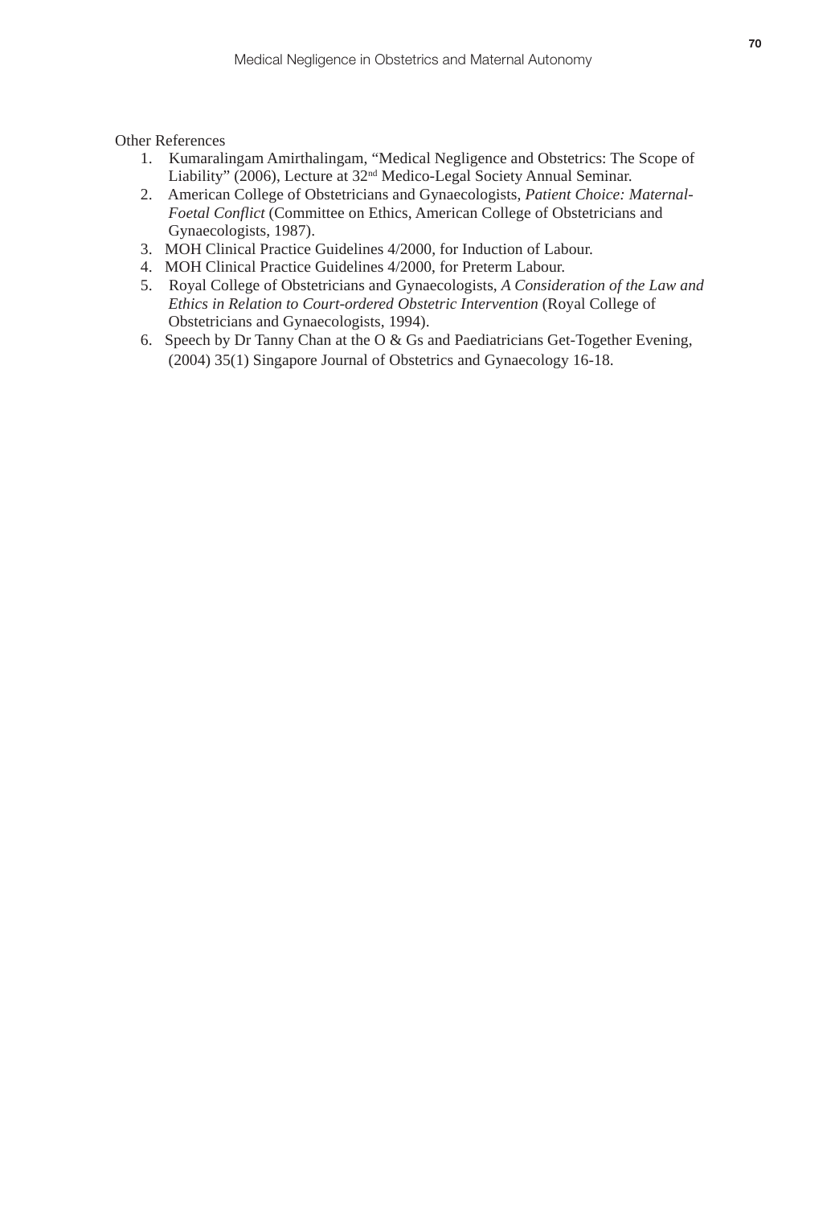Other References

1. Kumaralingam Amirthalingam, "Medical Negligence and Obstetrics: The Scope of Liability" (2006), Lecture at 32nd Medico-Legal Society Annual Seminar.
2. American College of Obstetricians and Gynaecologists, *Patient Choice: Maternal-Foetal Conflict* (Committee on Ethics, American College of Obstetricians and Gynaecologists, 1987).
3. MOH Clinical Practice Guidelines 4/2000, for Induction of Labour.
4. MOH Clinical Practice Guidelines 4/2000, for Preterm Labour.
5. Royal College of Obstetricians and Gynaecologists, *A Consideration of the Law and Ethics in Relation to Court-ordered Obstetric Intervention* (Royal College of Obstetricians and Gynaecologists, 1994).
6. Speech by Dr Tanny Chan at the O & Gs and Paediatricians Get-Together Evening, (2004) 35(1) Singapore Journal of Obstetrics and Gynaecology 16-18.